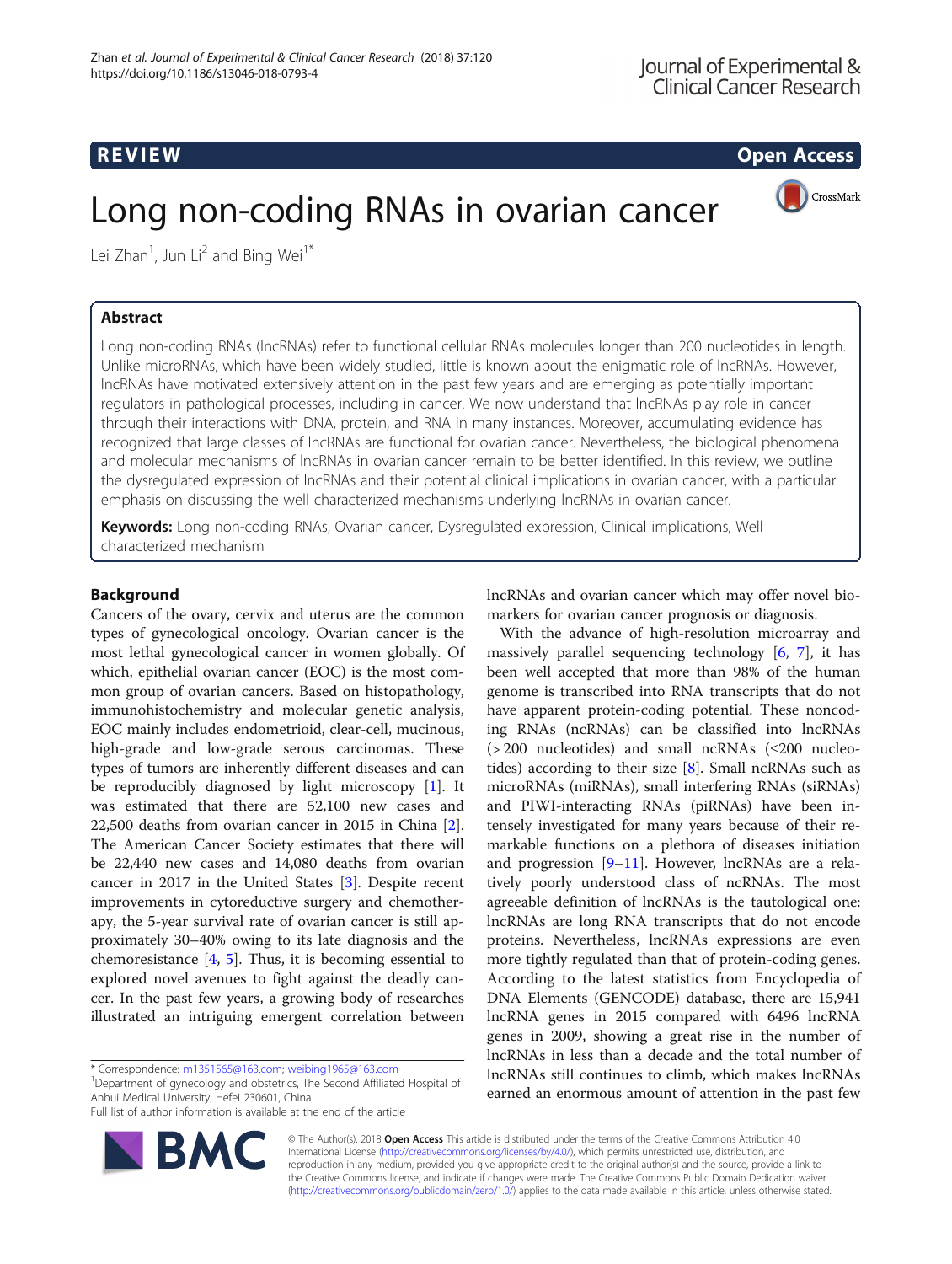REVIEW

Open Access

# Long non-coding RNAs in ovarian cancer

Lei Zhan[1], Jun Li[2] and Bing Wei[1*]

## Abstract

Long non-coding RNAs (lncRNAs) refer to functional cellular RNAs molecules longer than 200 nucleotides in length. Unlike microRNAs, which have been widely studied, little is known about the enigmatic role of lncRNAs. However, lncRNAs have motivated extensively attention in the past few years and are emerging as potentially important regulators in pathological processes, including in cancer. We now understand that lncRNAs play role in cancer through their interactions with DNA, protein, and RNA in many instances. Moreover, accumulating evidence has recognized that large classes of lncRNAs are functional for ovarian cancer. Nevertheless, the biological phenomena and molecular mechanisms of lncRNAs in ovarian cancer remain to be better identified. In this review, we outline the dysregulated expression of lncRNAs and their potential clinical implications in ovarian cancer, with a particular emphasis on discussing the well characterized mechanisms underlying lncRNAs in ovarian cancer.

**Keywords:** Long non-coding RNAs, Ovarian cancer, Dysregulated expression, Clinical implications, Well characterized mechanism

## Background

Cancers of the ovary, cervix and uterus are the common types of gynecological oncology. Ovarian cancer is the most lethal gynecological cancer in women globally. Of which, epithelial ovarian cancer (EOC) is the most common group of ovarian cancers. Based on histopathology, immunohistochemistry and molecular genetic analysis, EOC mainly includes endometrioid, clear-cell, mucinous, high-grade and low-grade serous carcinomas. These types of tumors are inherently different diseases and can be reproducibly diagnosed by light microscopy [1]. It was estimated that there are 52,100 new cases and 22,500 deaths from ovarian cancer in 2015 in China [2]. The American Cancer Society estimates that there will be 22,440 new cases and 14,080 deaths from ovarian cancer in 2017 in the United States [3]. Despite recent improvements in cytoreductive surgery and chemotherapy, the 5-year survival rate of ovarian cancer is still approximately 30–40% owing to its late diagnosis and the chemoresistance [4, 5]. Thus, it is becoming essential to explored novel avenues to fight against the deadly cancer. In the past few years, a growing body of researches illustrated an intriguing emergent correlation between lncRNAs and ovarian cancer which may offer novel biomarkers for ovarian cancer prognosis or diagnosis.

With the advance of high-resolution microarray and massively parallel sequencing technology [6, 7], it has been well accepted that more than 98% of the human genome is transcribed into RNA transcripts that do not have apparent protein-coding potential. These noncoding RNAs (ncRNAs) can be classified into lncRNAs (> 200 nucleotides) and small ncRNAs (≤200 nucleotides) according to their size [8]. Small ncRNAs such as microRNAs (miRNAs), small interfering RNAs (siRNAs) and PIWI-interacting RNAs (piRNAs) have been intensely investigated for many years because of their remarkable functions on a plethora of diseases initiation and progression [9–11]. However, lncRNAs are a relatively poorly understood class of ncRNAs. The most agreeable definition of lncRNAs is the tautological one: lncRNAs are long RNA transcripts that do not encode proteins. Nevertheless, lncRNAs expressions are even more tightly regulated than that of protein-coding genes. According to the latest statistics from Encyclopedia of DNA Elements (GENCODE) database, there are 15,941 lncRNA genes in 2015 compared with 6496 lncRNA genes in 2009, showing a great rise in the number of lncRNAs in less than a decade and the total number of lncRNAs still continues to climb, which makes lncRNAs earned an enormous amount of attention in the past few

\* Correspondence: m1351565@163.com; weibing1965@163.com

[1]Department of gynecology and obstetrics, The Second Affiliated Hospital of Anhui Medical University, Hefei 230601, China

Full list of author information is available at the end of the article

© The Author(s). 2018 **Open Access** This article is distributed under the terms of the Creative Commons Attribution 4.0 International License (http://creativecommons.org/licenses/by/4.0/), which permits unrestricted use, distribution, and reproduction in any medium, provided you give appropriate credit to the original author(s) and the source, provide a link to the Creative Commons license, and indicate if changes were made. The Creative Commons Public Domain Dedication waiver (http://creativecommons.org/publicdomain/zero/1.0/) applies to the data made available in this article, unless otherwise stated.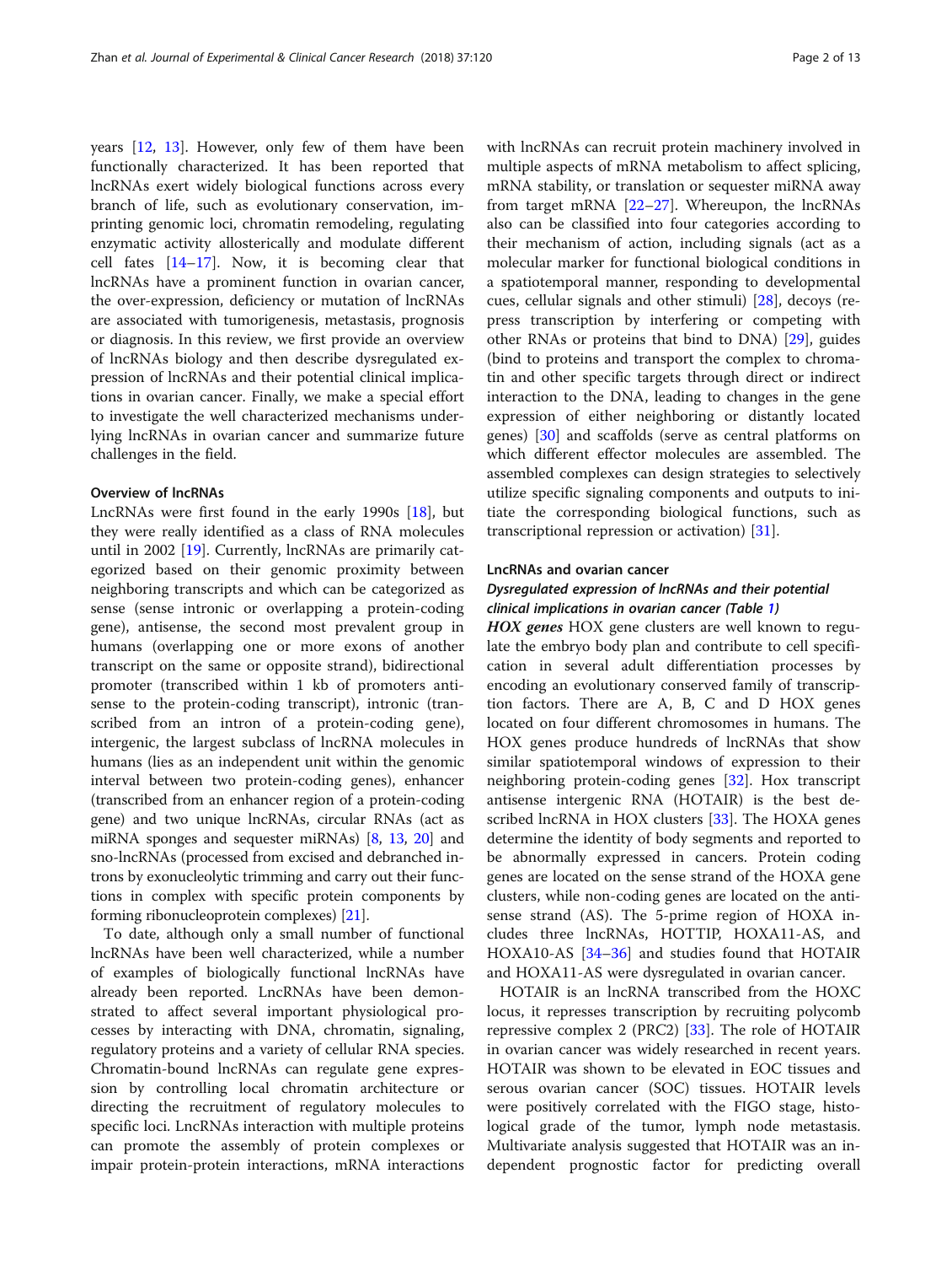years [12, 13]. However, only few of them have been functionally characterized. It has been reported that lncRNAs exert widely biological functions across every branch of life, such as evolutionary conservation, imprinting genomic loci, chromatin remodeling, regulating enzymatic activity allosterically and modulate different cell fates [14–17]. Now, it is becoming clear that lncRNAs have a prominent function in ovarian cancer, the over-expression, deficiency or mutation of lncRNAs are associated with tumorigenesis, metastasis, prognosis or diagnosis. In this review, we first provide an overview of lncRNAs biology and then describe dysregulated expression of lncRNAs and their potential clinical implications in ovarian cancer. Finally, we make a special effort to investigate the well characterized mechanisms underlying lncRNAs in ovarian cancer and summarize future challenges in the field.

### Overview of lncRNAs

LncRNAs were first found in the early 1990s [18], but they were really identified as a class of RNA molecules until in 2002 [19]. Currently, lncRNAs are primarily categorized based on their genomic proximity between neighboring transcripts and which can be categorized as sense (sense intronic or overlapping a protein-coding gene), antisense, the second most prevalent group in humans (overlapping one or more exons of another transcript on the same or opposite strand), bidirectional promoter (transcribed within 1 kb of promoters antisense to the protein-coding transcript), intronic (transcribed from an intron of a protein-coding gene), intergenic, the largest subclass of lncRNA molecules in humans (lies as an independent unit within the genomic interval between two protein-coding genes), enhancer (transcribed from an enhancer region of a protein-coding gene) and two unique lncRNAs, circular RNAs (act as miRNA sponges and sequester miRNAs) [8, 13, 20] and sno-lncRNAs (processed from excised and debranched introns by exonucleolytic trimming and carry out their functions in complex with specific protein components by forming ribonucleoprotein complexes) [21].

To date, although only a small number of functional lncRNAs have been well characterized, while a number of examples of biologically functional lncRNAs have already been reported. LncRNAs have been demonstrated to affect several important physiological processes by interacting with DNA, chromatin, signaling, regulatory proteins and a variety of cellular RNA species. Chromatin-bound lncRNAs can regulate gene expression by controlling local chromatin architecture or directing the recruitment of regulatory molecules to specific loci. LncRNAs interaction with multiple proteins can promote the assembly of protein complexes or impair protein-protein interactions, mRNA interactions with lncRNAs can recruit protein machinery involved in multiple aspects of mRNA metabolism to affect splicing, mRNA stability, or translation or sequester miRNA away from target mRNA [22–27]. Whereupon, the lncRNAs also can be classified into four categories according to their mechanism of action, including signals (act as a molecular marker for functional biological conditions in a spatiotemporal manner, responding to developmental cues, cellular signals and other stimuli) [28], decoys (repress transcription by interfering or competing with other RNAs or proteins that bind to DNA) [29], guides (bind to proteins and transport the complex to chromatin and other specific targets through direct or indirect interaction to the DNA, leading to changes in the gene expression of either neighboring or distantly located genes) [30] and scaffolds (serve as central platforms on which different effector molecules are assembled. The assembled complexes can design strategies to selectively utilize specific signaling components and outputs to initiate the corresponding biological functions, such as transcriptional repression or activation) [31].

### LncRNAs and ovarian cancer

#### *Dysregulated expression of lncRNAs and their potential clinical implications in ovarian cancer (Table 1)*

***HOX genes*** HOX gene clusters are well known to regulate the embryo body plan and contribute to cell specification in several adult differentiation processes by encoding an evolutionary conserved family of transcription factors. There are A, B, C and D HOX genes located on four different chromosomes in humans. The HOX genes produce hundreds of lncRNAs that show similar spatiotemporal windows of expression to their neighboring protein-coding genes [32]. Hox transcript antisense intergenic RNA (HOTAIR) is the best described lncRNA in HOX clusters [33]. The HOXA genes determine the identity of body segments and reported to be abnormally expressed in cancers. Protein coding genes are located on the sense strand of the HOXA gene clusters, while non-coding genes are located on the antisense strand (AS). The 5-prime region of HOXA includes three lncRNAs, HOTTIP, HOXA11-AS, and HOXA10-AS [34–36] and studies found that HOTAIR and HOXA11-AS were dysregulated in ovarian cancer.

HOTAIR is an lncRNA transcribed from the HOXC locus, it represses transcription by recruiting polycomb repressive complex 2 (PRC2) [33]. The role of HOTAIR in ovarian cancer was widely researched in recent years. HOTAIR was shown to be elevated in EOC tissues and serous ovarian cancer (SOC) tissues. HOTAIR levels were positively correlated with the FIGO stage, histological grade of the tumor, lymph node metastasis. Multivariate analysis suggested that HOTAIR was an independent prognostic factor for predicting overall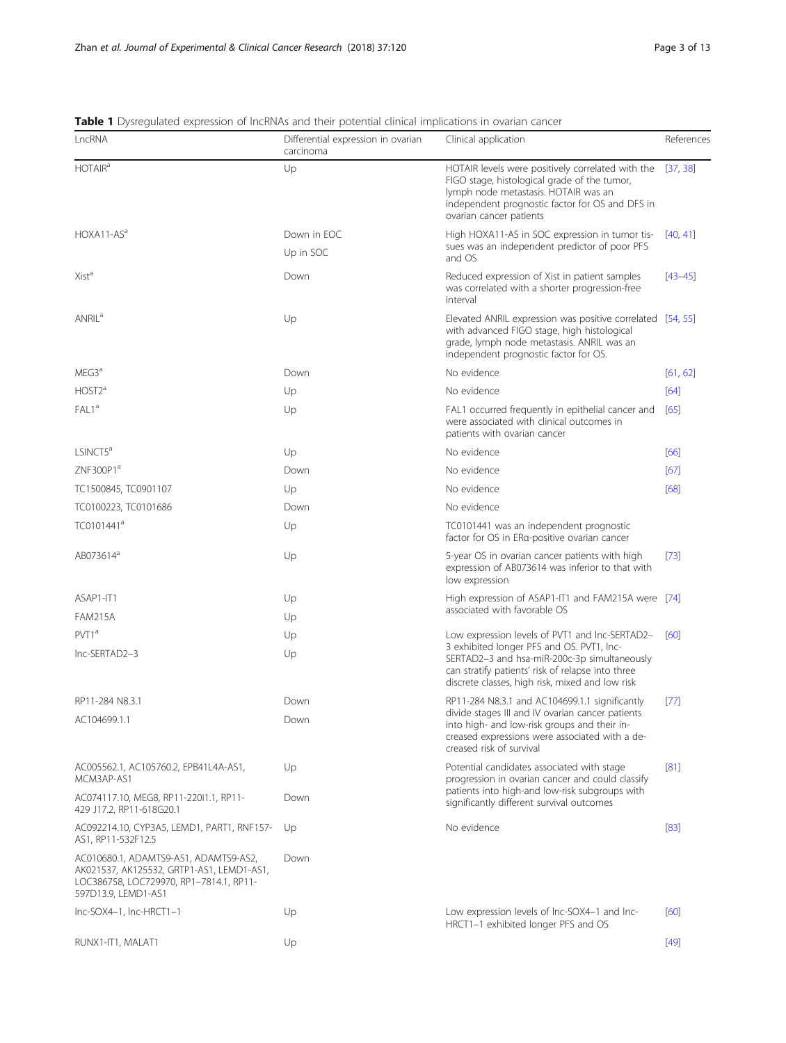**Table 1** Dysregulated expression of lncRNAs and their potential clinical implications in ovarian cancer

| LncRNA | Differential expression in ovarian carcinoma | Clinical application | References |
|---|---|---|---|
| HOTAIR[a] | Up | HOTAIR levels were positively correlated with the FIGO stage, histological grade of the tumor, lymph node metastasis. HOTAIR was an independent prognostic factor for OS and DFS in ovarian cancer patients | [37, 38] |
| HOXA11-AS[a] | Down in EOC<br>Up in SOC | High HOXA11-AS in SOC expression in tumor tissues was an independent predictor of poor PFS and OS | [40, 41] |
| Xist[a] | Down | Reduced expression of Xist in patient samples was correlated with a shorter progression-free interval | [43–45] |
| ANRIL[a] | Up | Elevated ANRIL expression was positive correlated with advanced FIGO stage, high histological grade, lymph node metastasis. ANRIL was an independent prognostic factor for OS. | [54, 55] |
| MEG3[a] | Down | No evidence | [61, 62] |
| HOST2[a] | Up | No evidence | [64] |
| FAL1[a] | Up | FAL1 occurred frequently in epithelial cancer and were associated with clinical outcomes in patients with ovarian cancer | [65] |
| LSINCT5[a] | Up | No evidence | [66] |
| ZNF300P1[a] | Down | No evidence | [67] |
| TC1500845, TC0901107 | Up | No evidence | [68] |
| TC0100223, TC0101686 | Down | No evidence | |
| TC0101441[a] | Up | TC0101441 was an independent prognostic factor for OS in ERα-positive ovarian cancer | |
| AB073614[a] | Up | 5-year OS in ovarian cancer patients with high expression of AB073614 was inferior to that with low expression | [73] |
| ASAP1-IT1 | Up | High expression of ASAP1-IT1 and FAM215A were associated with favorable OS | [74] |
| FAM215A | Up | | |
| PVT1[a] | Up | Low expression levels of PVT1 and lnc-SERTAD2–3 exhibited longer PFS and OS. PVT1, lnc-SERTAD2–3 and hsa-miR-200c-3p simultaneously can stratify patients' risk of relapse into three discrete classes, high risk, mixed and low risk | [60] |
| lnc-SERTAD2–3 | Up | | |
| RP11-284 N8.3.1 | Down | RP11-284 N8.3.1 and AC104699.1.1 significantly divide stages III and IV ovarian cancer patients into high- and low-risk groups and their increased expressions were associated with a decreased risk of survival | [77] |
| AC104699.1.1 | Down | | |
| AC005562.1, AC105760.2, EPB41L4A-AS1, MCM3AP-AS1 | Up | Potential candidates associated with stage progression in ovarian cancer and could classify patients into high-and low-risk subgroups with significantly different survival outcomes | [81] |
| AC074117.10, MEG8, RP11-220I1.1, RP11-429 J17.2, RP11-618G20.1 | Down | | |
| AC092214.10, CYP3A5, LEMD1, PART1, RNF157-AS1, RP11-532F12.5 | Up | No evidence | [83] |
| AC010680.1, ADAMTS9-AS1, ADAMTS9-AS2, AK021537, AK125532, GRTP1-AS1, LEMD1-AS1, LOC386758, LOC729970, RP1–7814.1, RP11-597D13.9, LEMD1-AS1 | Down | | |
| lnc-SOX4–1, lnc-HRCT1–1 | Up | Low expression levels of lnc-SOX4–1 and lnc-HRCT1–1 exhibited longer PFS and OS | [60] |
| RUNX1-IT1, MALAT1 | Up | | [49] |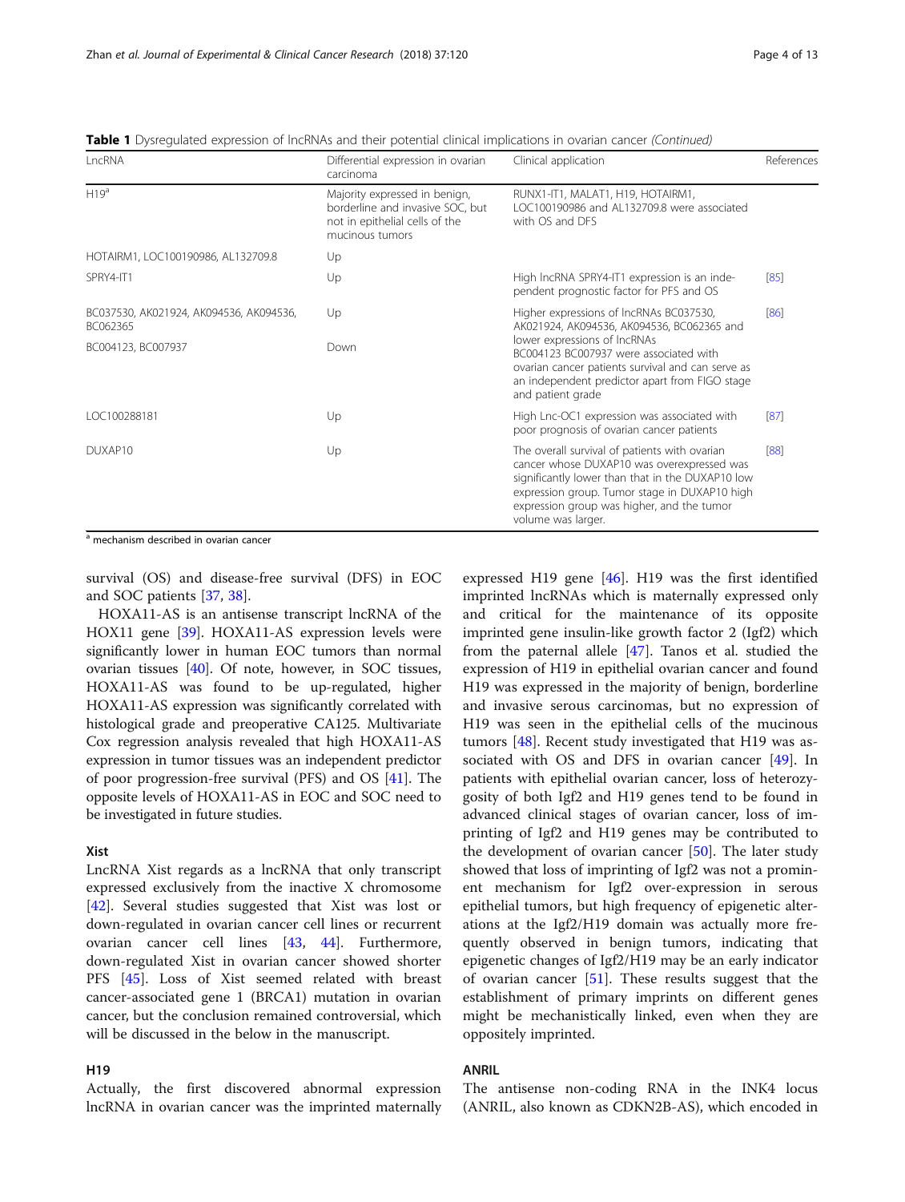**Table 1** Dysregulated expression of lncRNAs and their potential clinical implications in ovarian cancer *(Continued)*

| LncRNA | Differential expression in ovarian carcinoma | Clinical application | References |
|---|---|---|---|
| H19[a] | Majority expressed in benign, borderline and invasive SOC, but not in epithelial cells of the mucinous tumors | RUNX1-IT1, MALAT1, H19, HOTAIRM1, LOC100190986 and AL132709.8 were associated with OS and DFS | |
| HOTAIRM1, LOC100190986, AL132709.8 | Up | | |
| SPRY4-IT1 | Up | High lncRNA SPRY4-IT1 expression is an independent prognostic factor for PFS and OS | [85] |
| BC037530, AK021924, AK094536, AK094536, BC062365 | Up | Higher expressions of lncRNAs BC037530, AK021924, AK094536, AK094536, BC062365 and lower expressions of lncRNAs BC004123 BC007937 were associated with ovarian cancer patients survival and can serve as an independent predictor apart from FIGO stage and patient grade | [86] |
| BC004123, BC007937 | Down | | |
| LOC100288181 | Up | High Lnc-OC1 expression was associated with poor prognosis of ovarian cancer patients | [87] |
| DUXAP10 | Up | The overall survival of patients with ovarian cancer whose DUXAP10 was overexpressed was significantly lower than that in the DUXAP10 low expression group. Tumor stage in DUXAP10 high expression group was higher, and the tumor volume was larger. | [88] |

[a] mechanism described in ovarian cancer

survival (OS) and disease-free survival (DFS) in EOC and SOC patients [37, 38].

HOXA11-AS is an antisense transcript lncRNA of the HOX11 gene [39]. HOXA11-AS expression levels were significantly lower in human EOC tumors than normal ovarian tissues [40]. Of note, however, in SOC tissues, HOXA11-AS was found to be up-regulated, higher HOXA11-AS expression was significantly correlated with histological grade and preoperative CA125. Multivariate Cox regression analysis revealed that high HOXA11-AS expression in tumor tissues was an independent predictor of poor progression-free survival (PFS) and OS [41]. The opposite levels of HOXA11-AS in EOC and SOC need to be investigated in future studies.

### Xist

LncRNA Xist regards as a lncRNA that only transcript expressed exclusively from the inactive X chromosome [42]. Several studies suggested that Xist was lost or down-regulated in ovarian cancer cell lines or recurrent ovarian cancer cell lines [43, 44]. Furthermore, down-regulated Xist in ovarian cancer showed shorter PFS [45]. Loss of Xist seemed related with breast cancer-associated gene 1 (BRCA1) mutation in ovarian cancer, but the conclusion remained controversial, which will be discussed in the below in the manuscript.

### H19

Actually, the first discovered abnormal expression lncRNA in ovarian cancer was the imprinted maternally expressed H19 gene [46]. H19 was the first identified imprinted lncRNAs which is maternally expressed only and critical for the maintenance of its opposite imprinted gene insulin-like growth factor 2 (Igf2) which from the paternal allele [47]. Tanos et al. studied the expression of H19 in epithelial ovarian cancer and found H19 was expressed in the majority of benign, borderline and invasive serous carcinomas, but no expression of H19 was seen in the epithelial cells of the mucinous tumors [48]. Recent study investigated that H19 was associated with OS and DFS in ovarian cancer [49]. In patients with epithelial ovarian cancer, loss of heterozygosity of both Igf2 and H19 genes tend to be found in advanced clinical stages of ovarian cancer, loss of imprinting of Igf2 and H19 genes may be contributed to the development of ovarian cancer [50]. The later study showed that loss of imprinting of Igf2 was not a prominent mechanism for Igf2 over-expression in serous epithelial tumors, but high frequency of epigenetic alterations at the Igf2/H19 domain was actually more frequently observed in benign tumors, indicating that epigenetic changes of Igf2/H19 may be an early indicator of ovarian cancer [51]. These results suggest that the establishment of primary imprints on different genes might be mechanistically linked, even when they are oppositely imprinted.

### ANRIL

The antisense non-coding RNA in the INK4 locus (ANRIL, also known as CDKN2B-AS), which encoded in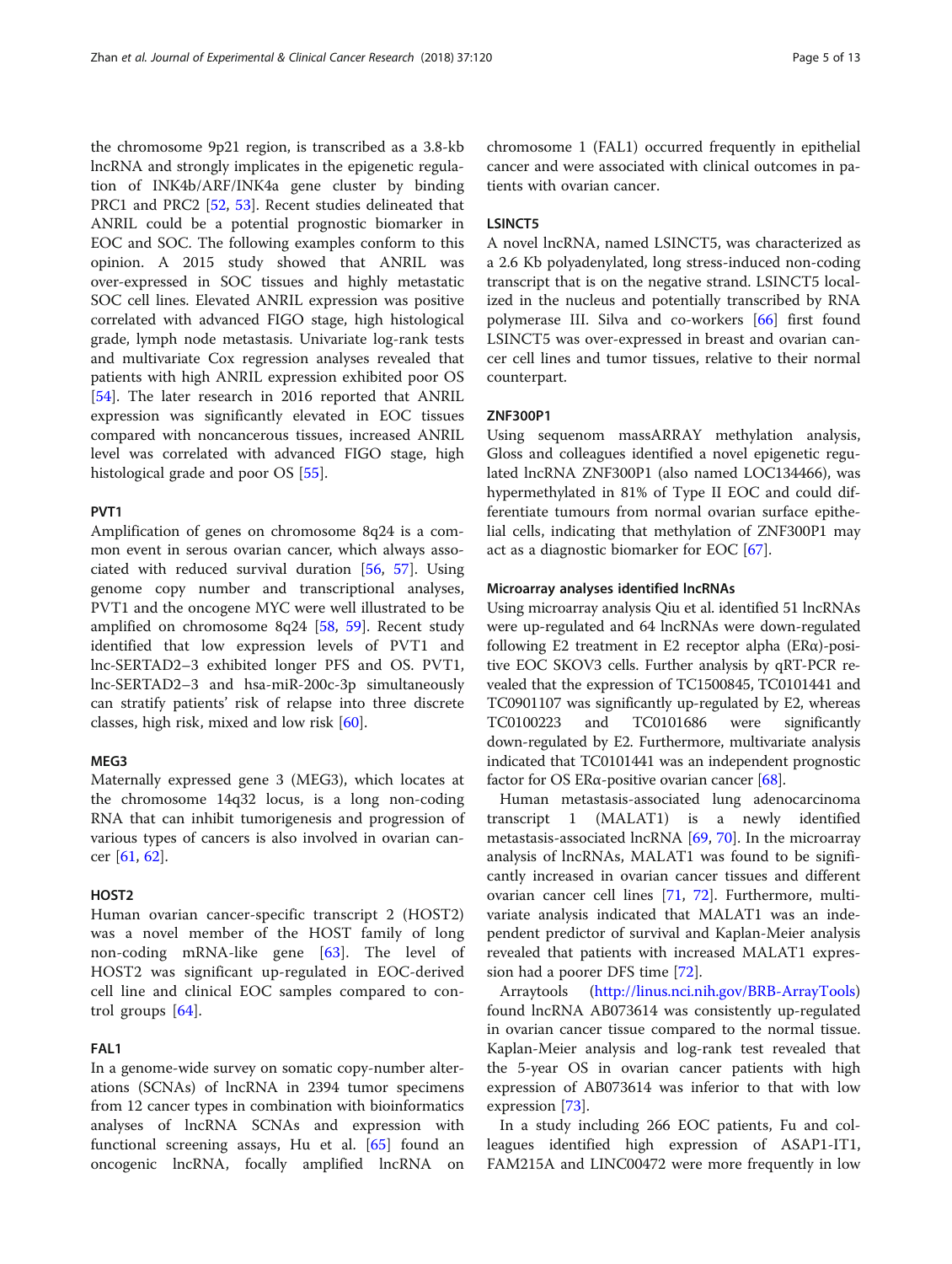the chromosome 9p21 region, is transcribed as a 3.8-kb lncRNA and strongly implicates in the epigenetic regulation of INK4b/ARF/INK4a gene cluster by binding PRC1 and PRC2 [52, 53]. Recent studies delineated that ANRIL could be a potential prognostic biomarker in EOC and SOC. The following examples conform to this opinion. A 2015 study showed that ANRIL was over-expressed in SOC tissues and highly metastatic SOC cell lines. Elevated ANRIL expression was positive correlated with advanced FIGO stage, high histological grade, lymph node metastasis. Univariate log-rank tests and multivariate Cox regression analyses revealed that patients with high ANRIL expression exhibited poor OS [54]. The later research in 2016 reported that ANRIL expression was significantly elevated in EOC tissues compared with noncancerous tissues, increased ANRIL level was correlated with advanced FIGO stage, high histological grade and poor OS [55].

#### PVT1

Amplification of genes on chromosome 8q24 is a common event in serous ovarian cancer, which always associated with reduced survival duration [56, 57]. Using genome copy number and transcriptional analyses, PVT1 and the oncogene MYC were well illustrated to be amplified on chromosome 8q24 [58, 59]. Recent study identified that low expression levels of PVT1 and lnc-SERTAD2–3 exhibited longer PFS and OS. PVT1, lnc-SERTAD2–3 and hsa-miR-200c-3p simultaneously can stratify patients' risk of relapse into three discrete classes, high risk, mixed and low risk [60].

#### MEG3

Maternally expressed gene 3 (MEG3), which locates at the chromosome 14q32 locus, is a long non-coding RNA that can inhibit tumorigenesis and progression of various types of cancers is also involved in ovarian cancer [61, 62].

#### HOST2

Human ovarian cancer-specific transcript 2 (HOST2) was a novel member of the HOST family of long non-coding mRNA-like gene [63]. The level of HOST2 was significant up-regulated in EOC-derived cell line and clinical EOC samples compared to control groups [64].

#### FAL1

In a genome-wide survey on somatic copy-number alterations (SCNAs) of lncRNA in 2394 tumor specimens from 12 cancer types in combination with bioinformatics analyses of lncRNA SCNAs and expression with functional screening assays, Hu et al. [65] found an oncogenic lncRNA, focally amplified lncRNA on chromosome 1 (FAL1) occurred frequently in epithelial cancer and were associated with clinical outcomes in patients with ovarian cancer.

#### LSINCT5

A novel lncRNA, named LSINCT5, was characterized as a 2.6 Kb polyadenylated, long stress-induced non-coding transcript that is on the negative strand. LSINCT5 localized in the nucleus and potentially transcribed by RNA polymerase III. Silva and co-workers [66] first found LSINCT5 was over-expressed in breast and ovarian cancer cell lines and tumor tissues, relative to their normal counterpart.

#### ZNF300P1

Using sequenom massARRAY methylation analysis, Gloss and colleagues identified a novel epigenetic regulated lncRNA ZNF300P1 (also named LOC134466), was hypermethylated in 81% of Type II EOC and could differentiate tumours from normal ovarian surface epithelial cells, indicating that methylation of ZNF300P1 may act as a diagnostic biomarker for EOC [67].

#### Microarray analyses identified lncRNAs

Using microarray analysis Qiu et al. identified 51 lncRNAs were up-regulated and 64 lncRNAs were down-regulated following E2 treatment in E2 receptor alpha (ERα)-positive EOC SKOV3 cells. Further analysis by qRT-PCR revealed that the expression of TC1500845, TC0101441 and TC0901107 was significantly up-regulated by E2, whereas TC0100223 and TC0101686 were significantly down-regulated by E2. Furthermore, multivariate analysis indicated that TC0101441 was an independent prognostic factor for OS ERα-positive ovarian cancer [68].

Human metastasis-associated lung adenocarcinoma transcript 1 (MALAT1) is a newly identified metastasis-associated lncRNA [69, 70]. In the microarray analysis of lncRNAs, MALAT1 was found to be significantly increased in ovarian cancer tissues and different ovarian cancer cell lines [71, 72]. Furthermore, multivariate analysis indicated that MALAT1 was an independent predictor of survival and Kaplan-Meier analysis revealed that patients with increased MALAT1 expression had a poorer DFS time [72].

Arraytools (http://linus.nci.nih.gov/BRB-ArrayTools) found lncRNA AB073614 was consistently up-regulated in ovarian cancer tissue compared to the normal tissue. Kaplan-Meier analysis and log-rank test revealed that the 5-year OS in ovarian cancer patients with high expression of AB073614 was inferior to that with low expression [73].

In a study including 266 EOC patients, Fu and colleagues identified high expression of ASAP1-IT1, FAM215A and LINC00472 were more frequently in low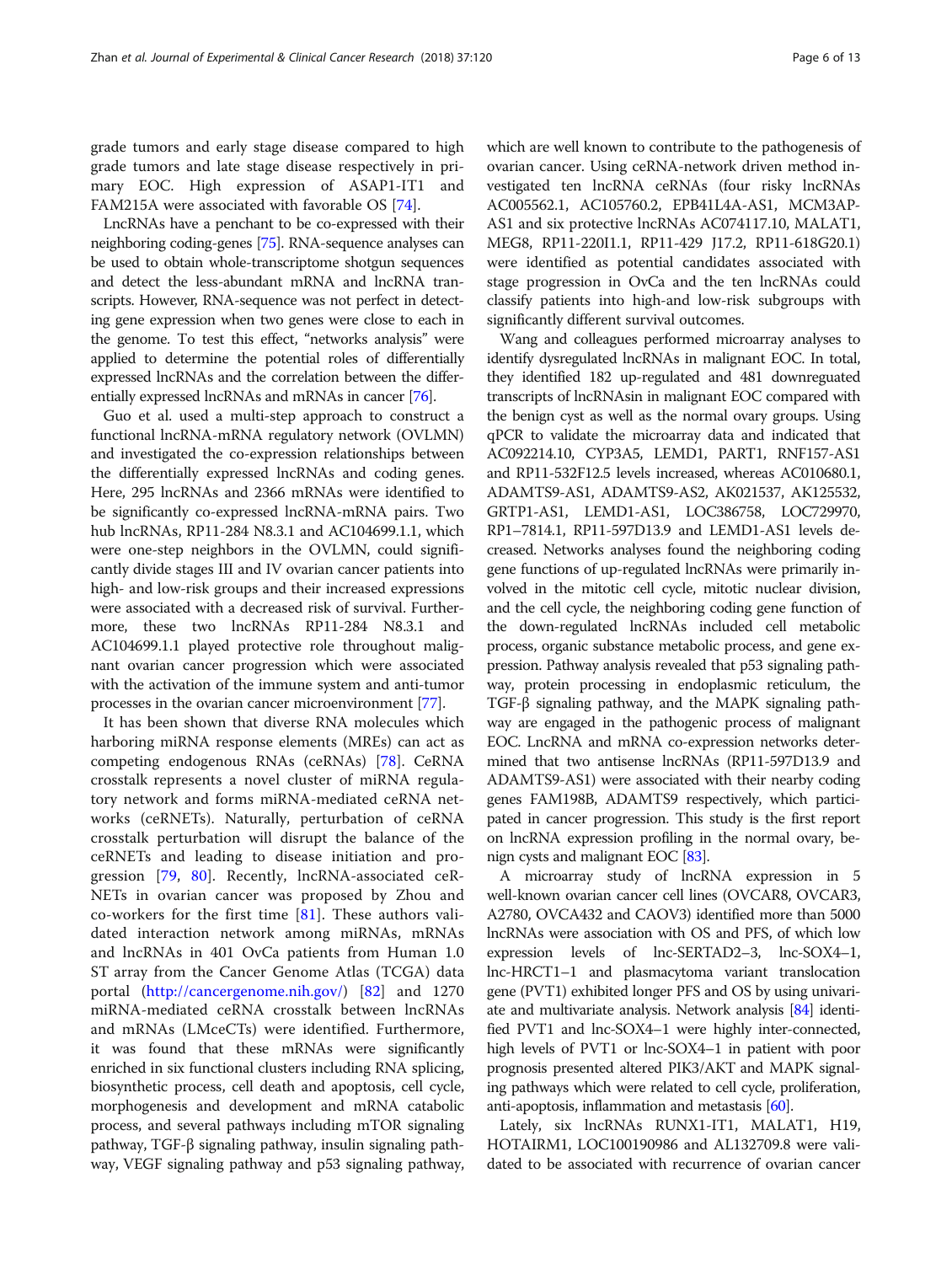grade tumors and early stage disease compared to high grade tumors and late stage disease respectively in primary EOC. High expression of ASAP1-IT1 and FAM215A were associated with favorable OS [74].

LncRNAs have a penchant to be co-expressed with their neighboring coding-genes [75]. RNA-sequence analyses can be used to obtain whole-transcriptome shotgun sequences and detect the less-abundant mRNA and lncRNA transcripts. However, RNA-sequence was not perfect in detecting gene expression when two genes were close to each in the genome. To test this effect, "networks analysis" were applied to determine the potential roles of differentially expressed lncRNAs and the correlation between the differentially expressed lncRNAs and mRNAs in cancer [76].

Guo et al. used a multi-step approach to construct a functional lncRNA-mRNA regulatory network (OVLMN) and investigated the co-expression relationships between the differentially expressed lncRNAs and coding genes. Here, 295 lncRNAs and 2366 mRNAs were identified to be significantly co-expressed lncRNA-mRNA pairs. Two hub lncRNAs, RP11-284 N8.3.1 and AC104699.1.1, which were one-step neighbors in the OVLMN, could significantly divide stages III and IV ovarian cancer patients into high- and low-risk groups and their increased expressions were associated with a decreased risk of survival. Furthermore, these two lncRNAs RP11-284 N8.3.1 and AC104699.1.1 played protective role throughout malignant ovarian cancer progression which were associated with the activation of the immune system and anti-tumor processes in the ovarian cancer microenvironment [77].

It has been shown that diverse RNA molecules which harboring miRNA response elements (MREs) can act as competing endogenous RNAs (ceRNAs) [78]. CeRNA crosstalk represents a novel cluster of miRNA regulatory network and forms miRNA-mediated ceRNA networks (ceRNETs). Naturally, perturbation of ceRNA crosstalk perturbation will disrupt the balance of the ceRNETs and leading to disease initiation and progression [79, 80]. Recently, lncRNA-associated ceRNETs in ovarian cancer was proposed by Zhou and co-workers for the first time [81]. These authors validated interaction network among miRNAs, mRNAs and lncRNAs in 401 OvCa patients from Human 1.0 ST array from the Cancer Genome Atlas (TCGA) data portal (http://cancergenome.nih.gov/) [82] and 1270 miRNA-mediated ceRNA crosstalk between lncRNAs and mRNAs (LMceCTs) were identified. Furthermore, it was found that these mRNAs were significantly enriched in six functional clusters including RNA splicing, biosynthetic process, cell death and apoptosis, cell cycle, morphogenesis and development and mRNA catabolic process, and several pathways including mTOR signaling pathway, TGF-β signaling pathway, insulin signaling pathway, VEGF signaling pathway and p53 signaling pathway, which are well known to contribute to the pathogenesis of ovarian cancer. Using ceRNA-network driven method investigated ten lncRNA ceRNAs (four risky lncRNAs AC005562.1, AC105760.2, EPB41L4A-AS1, MCM3AP-AS1 and six protective lncRNAs AC074117.10, MALAT1, MEG8, RP11-220I1.1, RP11-429 J17.2, RP11-618G20.1) were identified as potential candidates associated with stage progression in OvCa and the ten lncRNAs could classify patients into high-and low-risk subgroups with significantly different survival outcomes.

Wang and colleagues performed microarray analyses to identify dysregulated lncRNAs in malignant EOC. In total, they identified 182 up-regulated and 481 downreguated transcripts of lncRNAsin in malignant EOC compared with the benign cyst as well as the normal ovary groups. Using qPCR to validate the microarray data and indicated that AC092214.10, CYP3A5, LEMD1, PART1, RNF157-AS1 and RP11-532F12.5 levels increased, whereas AC010680.1, ADAMTS9-AS1, ADAMTS9-AS2, AK021537, AK125532, GRTP1-AS1, LEMD1-AS1, LOC386758, LOC729970, RP1–7814.1, RP11-597D13.9 and LEMD1-AS1 levels decreased. Networks analyses found the neighboring coding gene functions of up-regulated lncRNAs were primarily involved in the mitotic cell cycle, mitotic nuclear division, and the cell cycle, the neighboring coding gene function of the down-regulated lncRNAs included cell metabolic process, organic substance metabolic process, and gene expression. Pathway analysis revealed that p53 signaling pathway, protein processing in endoplasmic reticulum, the TGF-β signaling pathway, and the MAPK signaling pathway are engaged in the pathogenic process of malignant EOC. LncRNA and mRNA co-expression networks determined that two antisense lncRNAs (RP11-597D13.9 and ADAMTS9-AS1) were associated with their nearby coding genes FAM198B, ADAMTS9 respectively, which participated in cancer progression. This study is the first report on lncRNA expression profiling in the normal ovary, benign cysts and malignant EOC [83].

A microarray study of lncRNA expression in 5 well-known ovarian cancer cell lines (OVCAR8, OVCAR3, A2780, OVCA432 and CAOV3) identified more than 5000 lncRNAs were association with OS and PFS, of which low expression levels of lnc-SERTAD2–3, lnc-SOX4–1, lnc-HRCT1–1 and plasmacytoma variant translocation gene (PVT1) exhibited longer PFS and OS by using univariate and multivariate analysis. Network analysis [84] identified PVT1 and lnc-SOX4–1 were highly inter-connected, high levels of PVT1 or lnc-SOX4–1 in patient with poor prognosis presented altered PIK3/AKT and MAPK signaling pathways which were related to cell cycle, proliferation, anti-apoptosis, inflammation and metastasis [60].

Lately, six lncRNAs RUNX1-IT1, MALAT1, H19, HOTAIRM1, LOC100190986 and AL132709.8 were validated to be associated with recurrence of ovarian cancer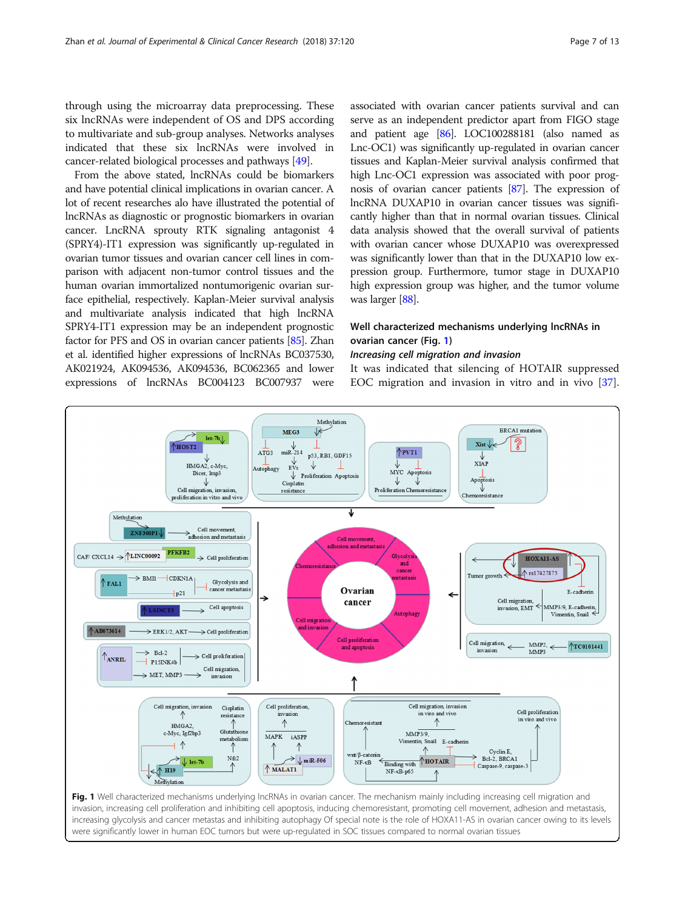through using the microarray data preprocessing. These six lncRNAs were independent of OS and DPS according to multivariate and sub-group analyses. Networks analyses indicated that these six lncRNAs were involved in cancer-related biological processes and pathways [49].

From the above stated, lncRNAs could be biomarkers and have potential clinical implications in ovarian cancer. A lot of recent researches alo have illustrated the potential of lncRNAs as diagnostic or prognostic biomarkers in ovarian cancer. LncRNA sprouty RTK signaling antagonist 4 (SPRY4)-IT1 expression was significantly up-regulated in ovarian tumor tissues and ovarian cancer cell lines in comparison with adjacent non-tumor control tissues and the human ovarian immortalized nontumorigenic ovarian surface epithelial, respectively. Kaplan-Meier survival analysis and multivariate analysis indicated that high lncRNA SPRY4-IT1 expression may be an independent prognostic factor for PFS and OS in ovarian cancer patients [85]. Zhan et al. identified higher expressions of lncRNAs BC037530, AK021924, AK094536, AK094536, BC062365 and lower expressions of lncRNAs BC004123 BC007937 were associated with ovarian cancer patients survival and can serve as an independent predictor apart from FIGO stage and patient age [86]. LOC100288181 (also named as Lnc-OC1) was significantly up-regulated in ovarian cancer tissues and Kaplan-Meier survival analysis confirmed that high Lnc-OC1 expression was associated with poor prognosis of ovarian cancer patients [87]. The expression of lncRNA DUXAP10 in ovarian cancer tissues was significantly higher than that in normal ovarian tissues. Clinical data analysis showed that the overall survival of patients with ovarian cancer whose DUXAP10 was overexpressed was significantly lower than that in the DUXAP10 low expression group. Furthermore, tumor stage in DUXAP10 high expression group was higher, and the tumor volume was larger [88].

## Well characterized mechanisms underlying lncRNAs in ovarian cancer (Fig. 1)

### *Increasing cell migration and invasion*

It was indicated that silencing of HOTAIR suppressed EOC migration and invasion in vitro and in vivo [37].

**Fig. 1** Well characterized mechanisms underlying lncRNAs in ovarian cancer. The mechanism mainly including increasing cell migration and invasion, increasing cell proliferation and inhibiting cell apoptosis, inducing chemoresistant, promoting cell movement, adhesion and metastasis, increasing glycolysis and cancer metastas and inhibiting autophagy Of special note is the role of HOXA11-AS in ovarian cancer owing to its levels were significantly lower in human EOC tumors but were up-regulated in SOC tissues compared to normal ovarian tissues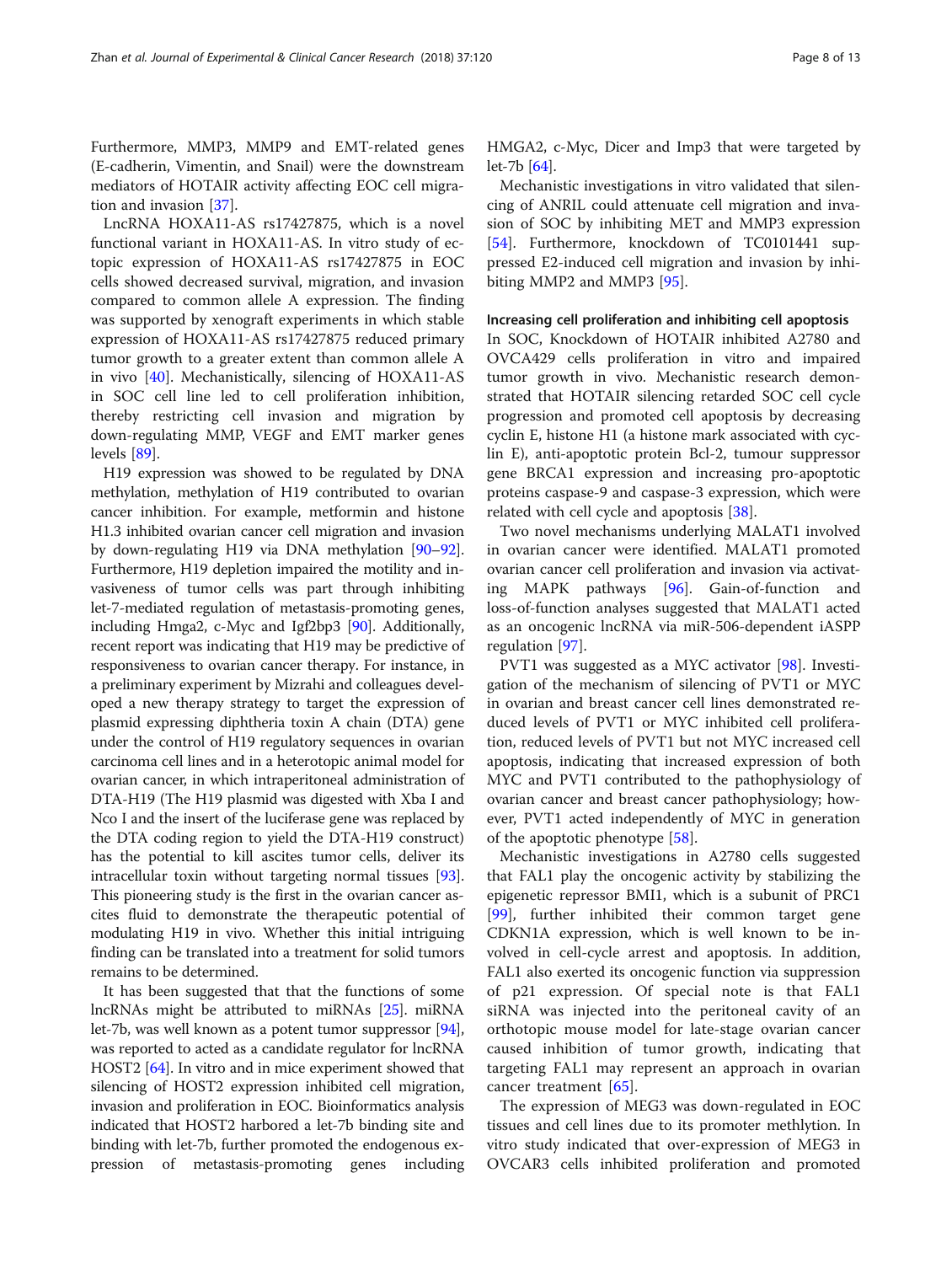Furthermore, MMP3, MMP9 and EMT-related genes (E-cadherin, Vimentin, and Snail) were the downstream mediators of HOTAIR activity affecting EOC cell migration and invasion [37].

LncRNA HOXA11-AS rs17427875, which is a novel functional variant in HOXA11-AS. In vitro study of ectopic expression of HOXA11-AS rs17427875 in EOC cells showed decreased survival, migration, and invasion compared to common allele A expression. The finding was supported by xenograft experiments in which stable expression of HOXA11-AS rs17427875 reduced primary tumor growth to a greater extent than common allele A in vivo [40]. Mechanistically, silencing of HOXA11-AS in SOC cell line led to cell proliferation inhibition, thereby restricting cell invasion and migration by down-regulating MMP, VEGF and EMT marker genes levels [89].

H19 expression was showed to be regulated by DNA methylation, methylation of H19 contributed to ovarian cancer inhibition. For example, metformin and histone H1.3 inhibited ovarian cancer cell migration and invasion by down-regulating H19 via DNA methylation [90–92]. Furthermore, H19 depletion impaired the motility and invasiveness of tumor cells was part through inhibiting let-7-mediated regulation of metastasis-promoting genes, including Hmga2, c-Myc and Igf2bp3 [90]. Additionally, recent report was indicating that H19 may be predictive of responsiveness to ovarian cancer therapy. For instance, in a preliminary experiment by Mizrahi and colleagues developed a new therapy strategy to target the expression of plasmid expressing diphtheria toxin A chain (DTA) gene under the control of H19 regulatory sequences in ovarian carcinoma cell lines and in a heterotopic animal model for ovarian cancer, in which intraperitoneal administration of DTA-H19 (The H19 plasmid was digested with Xba I and Nco I and the insert of the luciferase gene was replaced by the DTA coding region to yield the DTA-H19 construct) has the potential to kill ascites tumor cells, deliver its intracellular toxin without targeting normal tissues [93]. This pioneering study is the first in the ovarian cancer ascites fluid to demonstrate the therapeutic potential of modulating H19 in vivo. Whether this initial intriguing finding can be translated into a treatment for solid tumors remains to be determined.

It has been suggested that that the functions of some lncRNAs might be attributed to miRNAs [25]. miRNA let-7b, was well known as a potent tumor suppressor [94], was reported to acted as a candidate regulator for lncRNA HOST2 [64]. In vitro and in mice experiment showed that silencing of HOST2 expression inhibited cell migration, invasion and proliferation in EOC. Bioinformatics analysis indicated that HOST2 harbored a let-7b binding site and binding with let-7b, further promoted the endogenous expression of metastasis-promoting genes including HMGA2, c-Myc, Dicer and Imp3 that were targeted by let-7b [64].

Mechanistic investigations in vitro validated that silencing of ANRIL could attenuate cell migration and invasion of SOC by inhibiting MET and MMP3 expression [54]. Furthermore, knockdown of TC0101441 suppressed E2-induced cell migration and invasion by inhibiting MMP2 and MMP3 [95].

#### Increasing cell proliferation and inhibiting cell apoptosis

In SOC, Knockdown of HOTAIR inhibited A2780 and OVCA429 cells proliferation in vitro and impaired tumor growth in vivo. Mechanistic research demonstrated that HOTAIR silencing retarded SOC cell cycle progression and promoted cell apoptosis by decreasing cyclin E, histone H1 (a histone mark associated with cyclin E), anti-apoptotic protein Bcl-2, tumour suppressor gene BRCA1 expression and increasing pro-apoptotic proteins caspase-9 and caspase-3 expression, which were related with cell cycle and apoptosis [38].

Two novel mechanisms underlying MALAT1 involved in ovarian cancer were identified. MALAT1 promoted ovarian cancer cell proliferation and invasion via activating MAPK pathways [96]. Gain-of-function and loss-of-function analyses suggested that MALAT1 acted as an oncogenic lncRNA via miR-506-dependent iASPP regulation [97].

PVT1 was suggested as a MYC activator [98]. Investigation of the mechanism of silencing of PVT1 or MYC in ovarian and breast cancer cell lines demonstrated reduced levels of PVT1 or MYC inhibited cell proliferation, reduced levels of PVT1 but not MYC increased cell apoptosis, indicating that increased expression of both MYC and PVT1 contributed to the pathophysiology of ovarian cancer and breast cancer pathophysiology; however, PVT1 acted independently of MYC in generation of the apoptotic phenotype [58].

Mechanistic investigations in A2780 cells suggested that FAL1 play the oncogenic activity by stabilizing the epigenetic repressor BMI1, which is a subunit of PRC1 [99], further inhibited their common target gene CDKN1A expression, which is well known to be involved in cell-cycle arrest and apoptosis. In addition, FAL1 also exerted its oncogenic function via suppression of p21 expression. Of special note is that FAL1 siRNA was injected into the peritoneal cavity of an orthotopic mouse model for late-stage ovarian cancer caused inhibition of tumor growth, indicating that targeting FAL1 may represent an approach in ovarian cancer treatment [65].

The expression of MEG3 was down-regulated in EOC tissues and cell lines due to its promoter methlytion. In vitro study indicated that over-expression of MEG3 in OVCAR3 cells inhibited proliferation and promoted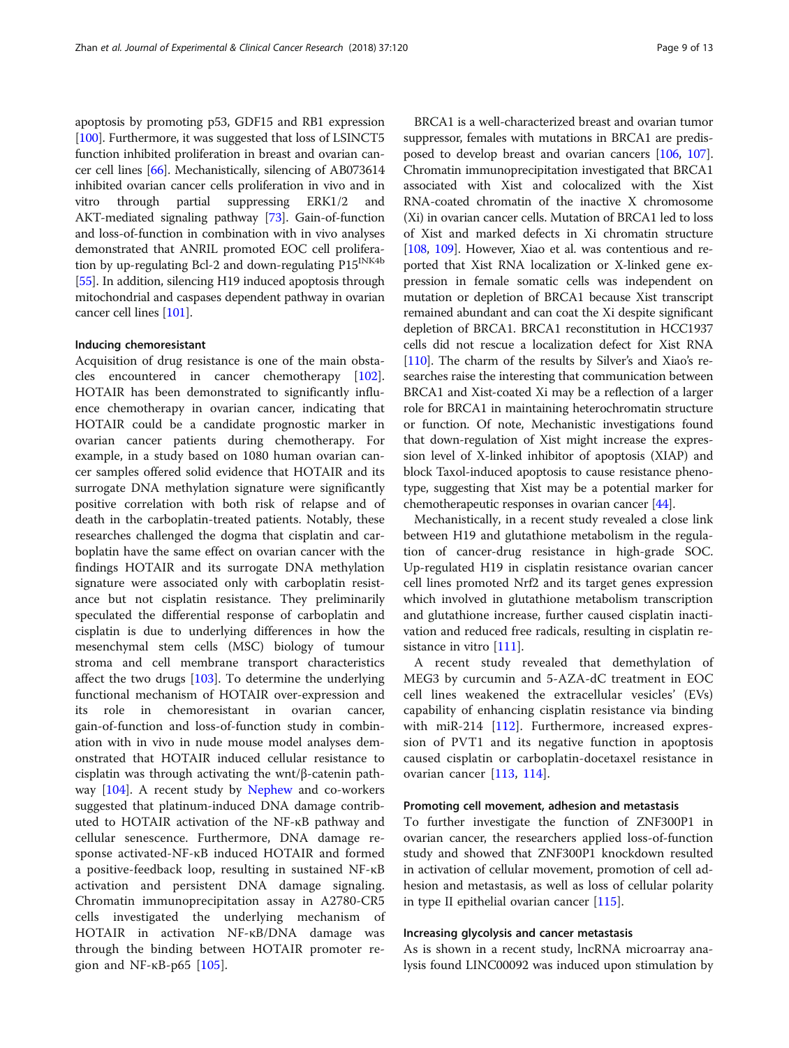apoptosis by promoting p53, GDF15 and RB1 expression [100]. Furthermore, it was suggested that loss of LSINCT5 function inhibited proliferation in breast and ovarian cancer cell lines [66]. Mechanistically, silencing of AB073614 inhibited ovarian cancer cells proliferation in vivo and in vitro through partial suppressing ERK1/2 and AKT-mediated signaling pathway [73]. Gain-of-function and loss-of-function in combination with in vivo analyses demonstrated that ANRIL promoted EOC cell proliferation by up-regulating Bcl-2 and down-regulating $P15^{INK4b}$ [55]. In addition, silencing H19 induced apoptosis through mitochondrial and caspases dependent pathway in ovarian cancer cell lines [101].

#### Inducing chemoresistant

Acquisition of drug resistance is one of the main obstacles encountered in cancer chemotherapy [102]. HOTAIR has been demonstrated to significantly influence chemotherapy in ovarian cancer, indicating that HOTAIR could be a candidate prognostic marker in ovarian cancer patients during chemotherapy. For example, in a study based on 1080 human ovarian cancer samples offered solid evidence that HOTAIR and its surrogate DNA methylation signature were significantly positive correlation with both risk of relapse and of death in the carboplatin-treated patients. Notably, these researches challenged the dogma that cisplatin and carboplatin have the same effect on ovarian cancer with the findings HOTAIR and its surrogate DNA methylation signature were associated only with carboplatin resistance but not cisplatin resistance. They preliminarily speculated the differential response of carboplatin and cisplatin is due to underlying differences in how the mesenchymal stem cells (MSC) biology of tumour stroma and cell membrane transport characteristics affect the two drugs [103]. To determine the underlying functional mechanism of HOTAIR over-expression and its role in chemoresistant in ovarian cancer, gain-of-function and loss-of-function study in combination with in vivo in nude mouse model analyses demonstrated that HOTAIR induced cellular resistance to cisplatin was through activating the wnt/β-catenin pathway [104]. A recent study by Nephew and co-workers suggested that platinum-induced DNA damage contributed to HOTAIR activation of the NF-κB pathway and cellular senescence. Furthermore, DNA damage response activated-NF-κB induced HOTAIR and formed a positive-feedback loop, resulting in sustained NF-κB activation and persistent DNA damage signaling. Chromatin immunoprecipitation assay in A2780-CR5 cells investigated the underlying mechanism of HOTAIR in activation NF-κB/DNA damage was through the binding between HOTAIR promoter region and NF-κB-p65 [105].

BRCA1 is a well-characterized breast and ovarian tumor suppressor, females with mutations in BRCA1 are predisposed to develop breast and ovarian cancers [106, 107]. Chromatin immunoprecipitation investigated that BRCA1 associated with Xist and colocalized with the Xist RNA-coated chromatin of the inactive X chromosome (Xi) in ovarian cancer cells. Mutation of BRCA1 led to loss of Xist and marked defects in Xi chromatin structure [108, 109]. However, Xiao et al. was contentious and reported that Xist RNA localization or X-linked gene expression in female somatic cells was independent on mutation or depletion of BRCA1 because Xist transcript remained abundant and can coat the Xi despite significant depletion of BRCA1. BRCA1 reconstitution in HCC1937 cells did not rescue a localization defect for Xist RNA [110]. The charm of the results by Silver's and Xiao's researches raise the interesting that communication between BRCA1 and Xist-coated Xi may be a reflection of a larger role for BRCA1 in maintaining heterochromatin structure or function. Of note, Mechanistic investigations found that down-regulation of Xist might increase the expression level of X-linked inhibitor of apoptosis (XIAP) and block Taxol-induced apoptosis to cause resistance phenotype, suggesting that Xist may be a potential marker for chemotherapeutic responses in ovarian cancer [44].

Mechanistically, in a recent study revealed a close link between H19 and glutathione metabolism in the regulation of cancer-drug resistance in high-grade SOC. Up-regulated H19 in cisplatin resistance ovarian cancer cell lines promoted Nrf2 and its target genes expression which involved in glutathione metabolism transcription and glutathione increase, further caused cisplatin inactivation and reduced free radicals, resulting in cisplatin resistance in vitro [111].

A recent study revealed that demethylation of MEG3 by curcumin and 5-AZA-dC treatment in EOC cell lines weakened the extracellular vesicles' (EVs) capability of enhancing cisplatin resistance via binding with miR-214 [112]. Furthermore, increased expression of PVT1 and its negative function in apoptosis caused cisplatin or carboplatin-docetaxel resistance in ovarian cancer [113, 114].

#### Promoting cell movement, adhesion and metastasis

To further investigate the function of ZNF300P1 in ovarian cancer, the researchers applied loss-of-function study and showed that ZNF300P1 knockdown resulted in activation of cellular movement, promotion of cell adhesion and metastasis, as well as loss of cellular polarity in type II epithelial ovarian cancer [115].

#### Increasing glycolysis and cancer metastasis

As is shown in a recent study, lncRNA microarray analysis found LINC00092 was induced upon stimulation by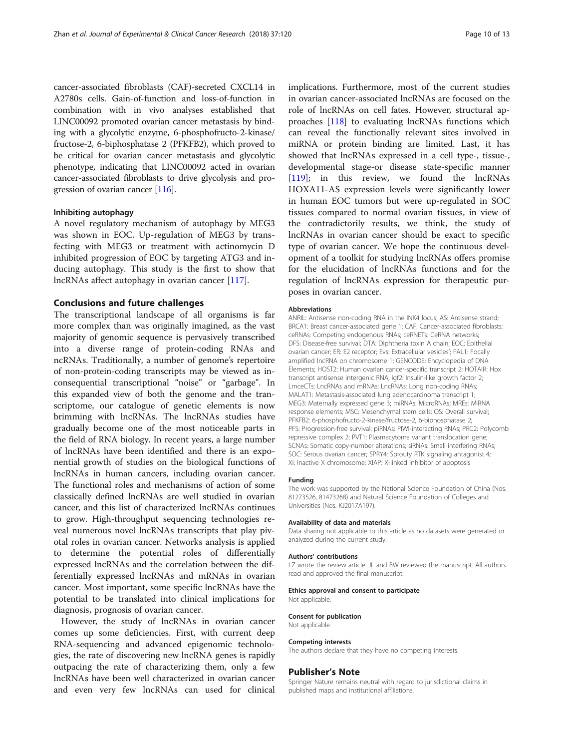cancer-associated fibroblasts (CAF)-secreted CXCL14 in A2780s cells. Gain-of-function and loss-of-function in combination with in vivo analyses established that LINC00092 promoted ovarian cancer metastasis by binding with a glycolytic enzyme, 6-phosphofructo-2-kinase/ fructose-2, 6-biphosphatase 2 (PFKFB2), which proved to be critical for ovarian cancer metastasis and glycolytic phenotype, indicating that LINC00092 acted in ovarian cancer-associated fibroblasts to drive glycolysis and progression of ovarian cancer [116].

### Inhibiting autophagy

A novel regulatory mechanism of autophagy by MEG3 was shown in EOC. Up-regulation of MEG3 by transfecting with MEG3 or treatment with actinomycin D inhibited progression of EOC by targeting ATG3 and inducing autophagy. This study is the first to show that lncRNAs affect autophagy in ovarian cancer [117].

## Conclusions and future challenges

The transcriptional landscape of all organisms is far more complex than was originally imagined, as the vast majority of genomic sequence is pervasively transcribed into a diverse range of protein-coding RNAs and ncRNAs. Traditionally, a number of genome's repertoire of non-protein-coding transcripts may be viewed as inconsequential transcriptional "noise" or "garbage". In this expanded view of both the genome and the transcriptome, our catalogue of genetic elements is now brimming with lncRNAs. The lncRNAs studies have gradually become one of the most noticeable parts in the field of RNA biology. In recent years, a large number of lncRNAs have been identified and there is an exponential growth of studies on the biological functions of lncRNAs in human cancers, including ovarian cancer. The functional roles and mechanisms of action of some classically defined lncRNAs are well studied in ovarian cancer, and this list of characterized lncRNAs continues to grow. High-throughput sequencing technologies reveal numerous novel lncRNAs transcripts that play pivotal roles in ovarian cancer. Networks analysis is applied to determine the potential roles of differentially expressed lncRNAs and the correlation between the differentially expressed lncRNAs and mRNAs in ovarian cancer. Most important, some specific lncRNAs have the potential to be translated into clinical implications for diagnosis, prognosis of ovarian cancer.

However, the study of lncRNAs in ovarian cancer comes up some deficiencies. First, with current deep RNA-sequencing and advanced epigenomic technologies, the rate of discovering new lncRNA genes is rapidly outpacing the rate of characterizing them, only a few lncRNAs have been well characterized in ovarian cancer and even very few lncRNAs can used for clinical implications. Furthermore, most of the current studies in ovarian cancer-associated lncRNAs are focused on the role of lncRNAs on cell fates. However, structural approaches [118] to evaluating lncRNAs functions which can reveal the functionally relevant sites involved in miRNA or protein binding are limited. Last, it has showed that lncRNAs expressed in a cell type-, tissue-, developmental stage-or disease state-specific manner [119]; in this review, we found the lncRNAs HOXA11-AS expression levels were significantly lower in human EOC tumors but were up-regulated in SOC tissues compared to normal ovarian tissues, in view of the contradictorily results, we think, the study of lncRNAs in ovarian cancer should be exact to specific type of ovarian cancer. We hope the continuous development of a toolkit for studying lncRNAs offers promise for the elucidation of lncRNAs functions and for the regulation of lncRNAs expression for therapeutic purposes in ovarian cancer.

#### Abbreviations

ANRIL: Antisense non-coding RNA in the INK4 locus; AS: Antisense strand; BRCA1: Breast cancer-associated gene 1; CAF: Cancer-associated fibroblasts; ceRNAs: Competing endogenous RNAs; ceRNETs: CeRNA networks; DFS: Disease-free survival; DTA: Diphtheria toxin A chain; EOC: Epithelial ovarian cancer; ER: E2 receptor; Evs: Extracellular vesicles'; FAL1: Focally amplified lncRNA on chromosome 1; GENCODE: Encyclopedia of DNA Elements; HOST2: Human ovarian cancer-specific transcript 2; HOTAIR: Hox transcript antisense intergenic RNA; Igf2: Insulin-like growth factor 2; LmceCTs: LncRNAs and mRNAs; LncRNAs: Long non-coding RNAs; MALAT1: Metastasis-associated lung adenocarcinoma transcript 1; MEG3: Maternally expressed gene 3; miRNAs: MicroRNAs; MREs: MiRNA response elements; MSC: Mesenchymal stem cells; OS: Overall survival; PFKFB2: 6-phosphofructo-2-kinase/fructose-2, 6-biphosphatase 2; PFS: Progression-free survival; piRNAs: PIWI-interacting RNAs; PRC2: Polycomb repressive complex 2; PVT1: Plasmacytoma variant translocation gene; SCNAs: Somatic copy-number alterations; siRNAs: Small interfering RNAs; SOC: Serous ovarian cancer; SPRY4: Sprouty RTK signaling antagonist 4; Xi: Inactive X chromosome; XIAP: X-linked inhibitor of apoptosis

#### Funding

The work was supported by the National Science Foundation of China (Nos. 81273526, 81473268) and Natural Science Foundation of Colleges and Universities (Nos. KJ2017A197).

#### Availability of data and materials

Data sharing not applicable to this article as no datasets were generated or analyzed during the current study.

#### Authors' contributions

LZ wrote the review article. JL and BW reviewed the manuscript. All authors read and approved the final manuscript.

#### Ethics approval and consent to participate

Not applicable.

#### Consent for publication

Not applicable.

#### Competing interests

The authors declare that they have no competing interests.

## Publisher's Note

Springer Nature remains neutral with regard to jurisdictional claims in published maps and institutional affiliations.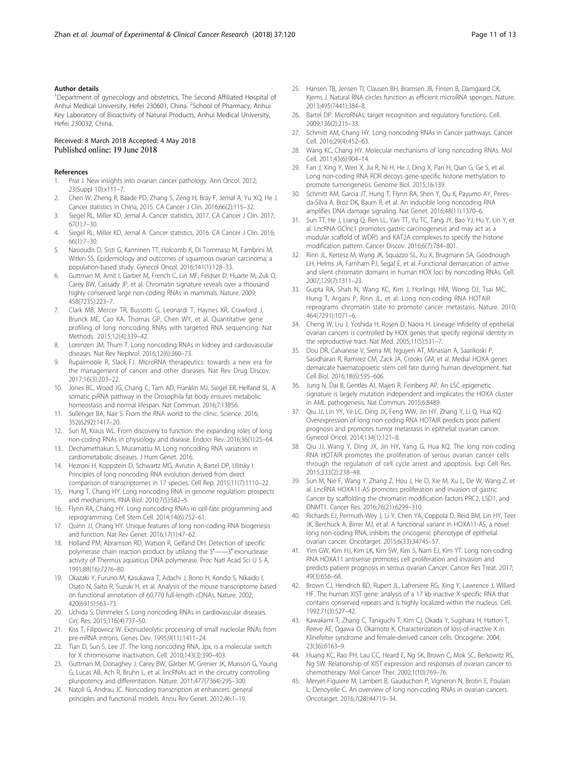### Author details

[1]Department of gynecology and obstetrics, The Second Affiliated Hospital of Anhui Medical University, Hefei 230601, China. [2]School of Pharmacy, Anhui Key Laboratory of Bioactivity of Natural Products, Anhui Medical University, Hefei 230032, China.

Received: 8 March 2018 Accepted: 4 May 2018
Published online: 19 June 2018

### References

1. Prat J. New insights into ovarian cancer pathology. Ann Oncol. 2012; 23(Suppl 10):x111–7.
2. Chen W, Zheng R, Baade PD, Zhang S, Zeng H, Bray F, Jemal A, Yu XQ, He J. Cancer statistics in China, 2015. CA Cancer J Clin. 2016;66(2):115–32.
3. Siegel RL, Miller KD, Jemal A. Cancer statistics, 2017. CA Cancer J Clin. 2017; 67(1):7–30.
4. Siegel RL, Miller KD, Jemal A. Cancer statistics, 2016. CA Cancer J Clin. 2016; 66(1):7–30.
5. Nasioudis D, Sisti G, Kanninen TT, Holcomb K, Di Tommaso M, Fambrini M, Witkin SS. Epidemiology and outcomes of squamous ovarian carcinoma; a population-based study. Gynecol Oncol. 2016;141(1):128–33.
6. Guttman M, Amit I, Garber M, French C, Lin MF, Feldser D, Huarte M, Zuk O, Carey BW, Cassady JP, et al. Chromatin signature reveals over a thousand highly conserved large non-coding RNAs in mammals. Nature. 2009; 458(7235):223–7.
7. Clark MB, Mercer TR, Bussotti G, Leonardi T, Haynes KR, Crawford J, Brunck ME, Cao KA, Thomas GP, Chen WY, et al. Quantitative gene profiling of long noncoding RNAs with targeted RNA sequencing. Nat Methods. 2015;12(4):339–42.
8. Lorenzen JM, Thum T. Long noncoding RNAs in kidney and cardiovascular diseases. Nat Rev Nephrol. 2016;12(6):360–73.
9. Rupaimoole R, Slack FJ. MicroRNA therapeutics: towards a new era for the management of cancer and other diseases. Nat Rev Drug Discov. 2017;16(3):203–22.
10. Jones BC, Wood JG, Chang C, Tam AD, Franklin MJ, Siegel ER, Helfand SL. A somatic piRNA pathway in the Drosophila fat body ensures metabolic homeostasis and normal lifespan. Nat Commun. 2016;7:13856.
11. Sullenger BA, Nair S. From the RNA world to the clinic. Science. 2016; 352(6292):1417–20.
12. Sun M, Kraus WL. From discovery to function: the expanding roles of long non-coding RNAs in physiology and disease. Endocr Rev. 2016;36(1):25–64.
13. Dechamethakun S, Muramatsu M. Long noncoding RNA variations in cardiometabolic diseases. J Hum Genet. 2016.
14. Hezroni H, Koppstein D, Schwartz MG, Avrutin A, Bartel DP, Ulitsky I. Principles of long noncoding RNA evolution derived from direct comparison of transcriptomes in 17 species. Cell Rep. 2015;11(7):1110–22.
15. Hung T, Chang HY. Long noncoding RNA in genome regulation: prospects and mechanisms. RNA Biol. 2010;7(5):582–5.
16. Flynn RA, Chang HY. Long noncoding RNAs in cell-fate programming and reprogramming. Cell Stem Cell. 2014;14(6):752–61.
17. Quinn JJ, Chang HY. Unique features of long non-coding RNA biogenesis and function. Nat Rev Genet. 2016;17(1):47–62.
18. Holland PM, Abramson RD, Watson R, Gelfand DH. Detection of specific polymerase chain reaction product by utilizing the 5′——3′ exonuclease activity of Thermus aquaticus DNA polymerase. Proc Natl Acad Sci U S A. 1991;88(16):7276–80.
19. Okazaki Y, Furuno M, Kasukawa T, Adachi J, Bono H, Kondo S, Nikaido I, Osato N, Saito R, Suzuki H, et al. Analysis of the mouse transcriptome based on functional annotation of 60,770 full-length cDNAs. Nature. 2002; 420(6915):563–73.
20. Uchida S, Dimmeler S. Long noncoding RNAs in cardiovascular diseases. Circ Res. 2015;116(4):737–50.
21. Kiss T, Filipowicz W. Exonucleolytic processing of small nucleolar RNAs from pre-mRNA introns. Genes Dev. 1995;9(11):1411–24.
22. Tian D, Sun S, Lee JT. The long noncoding RNA, Jpx, is a molecular switch for X chromosome inactivation. Cell. 2010;143(3):390–403.
23. Guttman M, Donaghey J, Carey BW, Garber M, Grenier JK, Munson G, Young G, Lucas AB, Ach R, Bruhn L, et al. lincRNAs act in the circuitry controlling pluripotency and differentiation. Nature. 2011;477(7364):295–300.
24. Natoli G, Andrau JC. Noncoding transcription at enhancers: general principles and functional models. Annu Rev Genet. 2012;46:1–19.
25. Hansen TB, Jensen TI, Clausen BH, Bramsen JB, Finsen B, Damgaard CK, Kjems J. Natural RNA circles function as efficient microRNA sponges. Nature. 2013;495(7441):384–8.
26. Bartel DP. MicroRNAs: target recognition and regulatory functions. Cell. 2009;136(2):215–33.
27. Schmitt AM, Chang HY. Long noncoding RNAs in Cancer pathways. Cancer Cell. 2016;29(4):452–63.
28. Wang KC, Chang HY. Molecular mechanisms of long noncoding RNAs. Mol Cell. 2011;43(6):904–14.
29. Fan J, Xing Y, Wen X, Jia R, Ni H, He J, Ding X, Pan H, Qian G, Ge S, et al. Long non-coding RNA ROR decoys gene-specific histone methylation to promote tumorigenesis. Genome Biol. 2015;16:139.
30. Schmitt AM, Garcia JT, Hung T, Flynn RA, Shen Y, Qu K, Payumo AY, Peres-da-Silva A, Broz DK, Baum R, et al. An inducible long noncoding RNA amplifies DNA damage signaling. Nat Genet. 2016;48(11):1370–6.
31. Sun TT, He J, Liang Q, Ren LL, Yan TT, Yu TC, Tang JY, Bao YJ, Hu Y, Lin Y, et al. LncRNA GClnc1 promotes gastric carcinogenesis and may act as a modular scaffold of WDR5 and KAT2A complexes to specify the histone modification pattern. Cancer Discov. 2016;6(7):784–801.
32. Rinn JL, Kertesz M, Wang JK, Squazzo SL, Xu X, Brugmann SA, Goodnough LH, Helms JA, Farnham PJ, Segal E, et al. Functional demarcation of active and silent chromatin domains in human HOX loci by noncoding RNAs. Cell. 2007;129(7):1311–23.
33. Gupta RA, Shah N, Wang KC, Kim J, Horlings HM, Wong DJ, Tsai MC, Hung T, Argani P, Rinn JL, et al. Long non-coding RNA HOTAIR reprograms chromatin state to promote cancer metastasis. Nature. 2010; 464(7291):1071–6.
34. Cheng W, Liu J, Yoshida H, Rosen D, Naora H. Lineage infidelity of epithelial ovarian cancers is controlled by HOX genes that specify regional identity in the reproductive tract. Nat Med. 2005;11(5):531–7.
35. Dou DR, Calvanese V, Sierra MI, Nguyen AT, Minasian A, Saarikoski P, Sasidharan R, Ramirez CM, Zack JA, Crooks GM, et al. Medial HOXA genes demarcate haematopoietic stem cell fate during human development. Nat Cell Biol. 2016;18(6):595–606.
36. Jung N, Dai B, Gentles AJ, Majeti R, Feinberg AP. An LSC epigenetic signature is largely mutation independent and implicates the HOXA cluster in AML pathogenesis. Nat Commun. 2015;6:8489.
37. Qiu JJ, Lin YY, Ye LC, Ding JX, Feng WW, Jin HY, Zhang Y, Li Q, Hua KQ. Overexpression of long non-coding RNA HOTAIR predicts poor patient prognosis and promotes tumor metastasis in epithelial ovarian cancer. Gynecol Oncol. 2014;134(1):121–8.
38. Qiu JJ, Wang Y, Ding JX, Jin HY, Yang G, Hua KQ. The long non-coding RNA HOTAIR promotes the proliferation of serous ovarian cancer cells through the regulation of cell cycle arrest and apoptosis. Exp Cell Res. 2015;333(2):238–48.
39. Sun M, Nie F, Wang Y, Zhang Z, Hou J, He D, Xie M, Xu L, De W, Wang Z, et al. LncRNA HOXA11-AS promotes proliferation and invasion of gastric Cancer by scaffolding the chromatin modification factors PRC2, LSD1, and DNMT1. Cancer Res. 2016;76(21):6299–310.
40. Richards EJ, Permuth-Wey J, Li Y, Chen YA, Coppola D, Reid BM, Lin HY, Teer JK, Berchuck A, Birrer MJ, et al. A functional variant in HOXA11-AS, a novel long non-coding RNA, inhibits the oncogenic phenotype of epithelial ovarian cancer. Oncotarget. 2015;6(33):34745–57.
41. Yim GW, Kim HJ, Kim LK, Kim SW, Kim S, Nam EJ, Kim YT. Long non-coding RNA HOXA11 antisense promotes cell proliferation and invasion and predicts patient prognosis in serous ovarian Cancer. Cancer Res Treat. 2017; 49(3):656–68.
42. Brown CJ, Hendrich BD, Rupert JL, Lafreniere RG, Xing Y, Lawrence J, Willard HF. The human XIST gene: analysis of a 17 kb inactive X-specific RNA that contains conserved repeats and is highly localized within the nucleus. Cell. 1992;71(3):527–42.
43. Kawakami T, Zhang C, Taniguchi T, Kim CJ, Okada Y, Sugihara H, Hattori T, Reeve AE, Ogawa O, Okamoto K. Characterization of loss-of-inactive X in Klinefelter syndrome and female-derived cancer cells. Oncogene. 2004; 23(36):6163–9.
44. Huang KC, Rao PH, Lau CC, Heard E, Ng SK, Brown C, Mok SC, Berkowitz RS, Ng SW. Relationship of XIST expression and responses of ovarian cancer to chemotherapy. Mol Cancer Ther. 2002;1(10):769–76.
45. Meryet-Figuiere M, Lambert B, Gauduchon P, Vigneron N, Brotin E, Poulain L, Denoyelle C. An overview of long non-coding RNAs in ovarian cancers. Oncotarget. 2016;7(28):44719–34.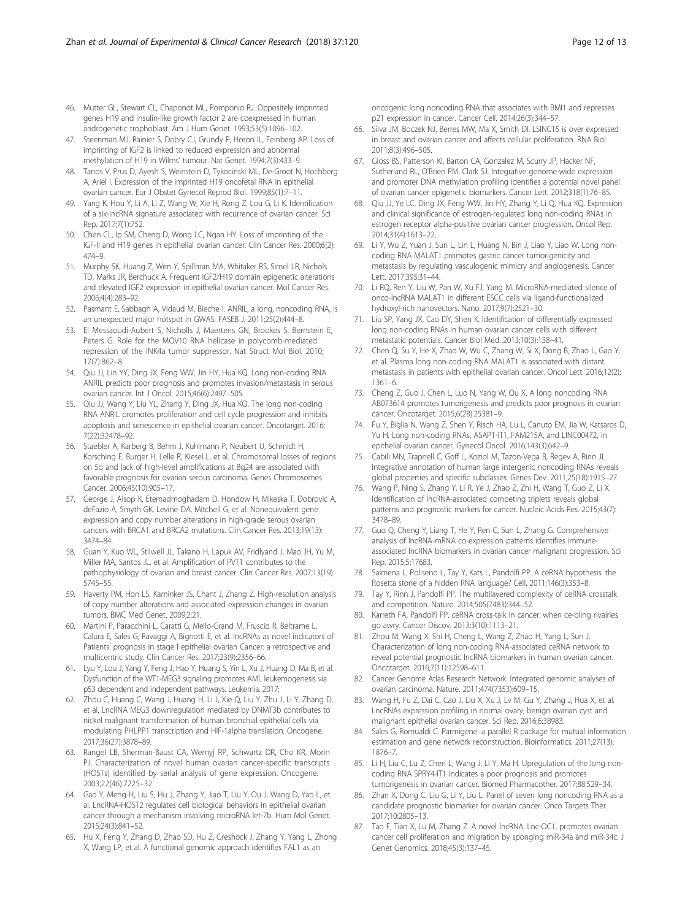46. Mutter GL, Stewart CL, Chaponot ML, Pomponio RJ. Oppositely imprinted genes H19 and insulin-like growth factor 2 are coexpressed in human androgenetic trophoblast. Am J Hum Genet. 1993;53(5):1096–102.
47. Steenman MJ, Rainier S, Dobry CJ, Grundy P, Horon IL, Feinberg AP. Loss of imprinting of IGF2 is linked to reduced expression and abnormal methylation of H19 in Wilms' tumour. Nat Genet. 1994;7(3):433–9.
48. Tanos V, Prus D, Ayesh S, Weinstein D, Tykocinski ML, De-Groot N, Hochberg A, Ariel I. Expression of the imprinted H19 oncofetal RNA in epithelial ovarian cancer. Eur J Obstet Gynecol Reprod Biol. 1999;85(1):7–11.
49. Yang K, Hou Y, Li A, Li Z, Wang W, Xie H, Rong Z, Lou G, Li K. Identification of a six-lncRNA signature associated with recurrence of ovarian cancer. Sci Rep. 2017;7(1):752.
50. Chen CL, Ip SM, Cheng D, Wong LC, Ngan HY. Loss of imprinting of the IGF-II and H19 genes in epithelial ovarian cancer. Clin Cancer Res. 2000;6(2): 474–9.
51. Murphy SK, Huang Z, Wen Y, Spillman MA, Whitaker RS, Simel LR, Nichols TD, Marks JR, Berchuck A. Frequent IGF2/H19 domain epigenetic alterations and elevated IGF2 expression in epithelial ovarian cancer. Mol Cancer Res. 2006;4(4):283–92.
52. Pasmant E, Sabbagh A, Vidaud M, Bieche I. ANRIL, a long, noncoding RNA, is an unexpected major hotspot in GWAS. FASEB J. 2011;25(2):444–8.
53. El Messaoudi-Aubert S, Nicholls J, Maertens GN, Brookes S, Bernstein E, Peters G. Role for the MOV10 RNA helicase in polycomb-mediated repression of the INK4a tumor suppressor. Nat Struct Mol Biol. 2010; 17(7):862–8.
54. Qiu JJ, Lin YY, Ding JX, Feng WW, Jin HY, Hua KQ. Long non-coding RNA ANRIL predicts poor prognosis and promotes invasion/metastasis in serous ovarian cancer. Int J Oncol. 2015;46(6):2497–505.
55. Qiu JJ, Wang Y, Liu YL, Zhang Y, Ding JX, Hua KQ. The long non-coding RNA ANRIL promotes proliferation and cell cycle progression and inhibits apoptosis and senescence in epithelial ovarian cancer. Oncotarget. 2016; 7(22):32478–92.
56. Staebler A, Karberg B, Behm J, Kuhlmann P, Neubert U, Schmidt H, Korsching E, Burger H, Lelle R, Kiesel L, et al. Chromosomal losses of regions on 5q and lack of high-level amplifications at 8q24 are associated with favorable prognosis for ovarian serous carcinoma. Genes Chromosomes Cancer. 2006;45(10):905–17.
57. George J, Alsop K, Etemadmoghadam D, Hondow H, Mikeska T, Dobrovic A, deFazio A, Smyth GK, Levine DA, Mitchell G, et al. Nonequivalent gene expression and copy number alterations in high-grade serous ovarian cancers with BRCA1 and BRCA2 mutations. Clin Cancer Res. 2013;19(13): 3474–84.
58. Guan Y, Kuo WL, Stilwell JL, Takano H, Lapuk AV, Fridlyand J, Mao JH, Yu M, Miller MA, Santos JL, et al. Amplification of PVT1 contributes to the pathophysiology of ovarian and breast cancer. Clin Cancer Res. 2007;13(19): 5745–55.
59. Haverty PM, Hon LS, Kaminker JS, Chant J, Zhang Z. High-resolution analysis of copy number alterations and associated expression changes in ovarian tumors. BMC Med Genet. 2009;2:21.
60. Martini P, Paracchini L, Caratti G, Mello-Grand M, Fruscio R, Beltrame L, Calura E, Sales G, Ravaggi A, Bignotti E, et al. lncRNAs as novel indicators of Patients' prognosis in stage I epithelial ovarian Cancer: a retrospective and multicentric study. Clin Cancer Res. 2017;23(9):2356–66.
61. Lyu Y, Lou J, Yang Y, Feng J, Hao Y, Huang S, Yin L, Xu J, Huang D, Ma B, et al. Dysfunction of the WT1-MEG3 signaling promotes AML leukemogenesis via p53 dependent and independent pathways. Leukemia. 2017;
62. Zhou C, Huang C, Wang J, Huang H, Li J, Xie Q, Liu Y, Zhu J, Li Y, Zhang D, et al. LncRNA MEG3 downregulation mediated by DNMT3b contributes to nickel malignant transformation of human bronchial epithelial cells via modulating PHLPP1 transcription and HIF-1alpha translation. Oncogene. 2017;36(27):3878–89.
63. Rangel LB, Sherman-Baust CA, Wernyj RP, Schwartz DR, Cho KR, Morin PJ. Characterization of novel human ovarian cancer-specific transcripts (HOSTs) identified by serial analysis of gene expression. Oncogene. 2003;22(46):7225–32.
64. Gao Y, Meng H, Liu S, Hu J, Zhang Y, Jiao T, Liu Y, Ou J, Wang D, Yao L, et al. LncRNA-HOST2 regulates cell biological behaviors in epithelial ovarian cancer through a mechanism involving microRNA let-7b. Hum Mol Genet. 2015;24(3):841–52.
65. Hu X, Feng Y, Zhang D, Zhao SD, Hu Z, Greshock J, Zhang Y, Yang L, Zhong X, Wang LP, et al. A functional genomic approach identifies FAL1 as an oncogenic long noncoding RNA that associates with BMI1 and represses p21 expression in cancer. Cancer Cell. 2014;26(3):344–57.
66. Silva JM, Boczek NJ, Berres MW, Ma X, Smith DI. LSINCT5 is over expressed in breast and ovarian cancer and affects cellular proliferation. RNA Biol. 2011;8(3):496–505.
67. Gloss BS, Patterson KI, Barton CA, Gonzalez M, Scurry JP, Hacker NF, Sutherland RL, O'Brien PM, Clark SJ. Integrative genome-wide expression and promoter DNA methylation profiling identifies a potential novel panel of ovarian cancer epigenetic biomarkers. Cancer Lett. 2012;318(1):76–85.
68. Qiu JJ, Ye LC, Ding JX, Feng WW, Jin HY, Zhang Y, Li Q, Hua KQ. Expression and clinical significance of estrogen-regulated long non-coding RNAs in estrogen receptor alpha-positive ovarian cancer progression. Oncol Rep. 2014;31(4):1613–22.
69. Li Y, Wu Z, Yuan J, Sun L, Lin L, Huang N, Bin J, Liao Y, Liao W. Long non-coding RNA MALAT1 promotes gastric cancer tumorigenicity and metastasis by regulating vasculogenic mimicry and angiogenesis. Cancer Lett. 2017;395:31–44.
70. Li RQ, Ren Y, Liu W, Pan W, Xu FJ, Yang M. MicroRNA-mediated silence of onco-lncRNA MALAT1 in different ESCC cells via ligand-functionalized hydroxyl-rich nanovectors. Nano. 2017;9(7):2521–30.
71. Liu SP, Yang JX, Cao DY, Shen K. Identification of differentially expressed long non-coding RNAs in human ovarian cancer cells with different metastatic potentials. Cancer Biol Med. 2013;10(3):138–41.
72. Chen Q, Su Y, He X, Zhao W, Wu C, Zhang W, Si X, Dong B, Zhao L, Gao Y, et al. Plasma long non-coding RNA MALAT1 is associated with distant metastasis in patients with epithelial ovarian cancer. Oncol Lett. 2016;12(2): 1361–6.
73. Cheng Z, Guo J, Chen L, Luo N, Yang W, Qu X. A long noncoding RNA AB073614 promotes tumorigenesis and predicts poor prognosis in ovarian cancer. Oncotarget. 2015;6(28):25381–9.
74. Fu Y, Biglia N, Wang Z, Shen Y, Risch HA, Lu L, Canuto EM, Jia W, Katsaros D, Yu H. Long non-coding RNAs, ASAP1-IT1, FAM215A, and LINC00472, in epithelial ovarian cancer. Gynecol Oncol. 2016;143(3):642–9.
75. Cabili MN, Trapnell C, Goff L, Koziol M, Tazon-Vega B, Regev A, Rinn JL. Integrative annotation of human large intergenic noncoding RNAs reveals global properties and specific subclasses. Genes Dev. 2011;25(18):1915–27.
76. Wang P, Ning S, Zhang Y, Li R, Ye J, Zhao Z, Zhi H, Wang T, Guo Z, Li X. Identification of lncRNA-associated competing triplets reveals global patterns and prognostic markers for cancer. Nucleic Acids Res. 2015;43(7): 3478–89.
77. Guo Q, Cheng Y, Liang T, He Y, Ren C, Sun L, Zhang G. Comprehensive analysis of lncRNA-mRNA co-expression patterns identifies immune-associated lncRNA biomarkers in ovarian cancer malignant progression. Sci Rep. 2015;5:17683.
78. Salmena L, Poliseno L, Tay Y, Kats L, Pandolfi PP. A ceRNA hypothesis: the Rosetta stone of a hidden RNA language? Cell. 2011;146(3):353–8.
79. Tay Y, Rinn J, Pandolfi PP. The multilayered complexity of ceRNA crosstalk and competition. Nature. 2014;505(7483):344–52.
80. Karreth FA, Pandolfi PP. ceRNA cross-talk in cancer: when ce-bling rivalries go awry. Cancer Discov. 2013;3(10):1113–21.
81. Zhou M, Wang X, Shi H, Cheng L, Wang Z, Zhao H, Yang L, Sun J. Characterization of long non-coding RNA-associated ceRNA network to reveal potential prognostic lncRNA biomarkers in human ovarian cancer. Oncotarget. 2016;7(11):12598–611.
82. Cancer Genome Atlas Research Network. Integrated genomic analyses of ovarian carcinoma. Nature. 2011;474(7353):609–15.
83. Wang H, Fu Z, Dai C, Cao J, Liu X, Xu J, Lv M, Gu Y, Zhang J, Hua X, et al. LncRNAs expression profiling in normal ovary, benign ovarian cyst and malignant epithelial ovarian cancer. Sci Rep. 2016;6:38983.
84. Sales G, Romualdi C. Parmigene–a parallel R package for mutual information estimation and gene network reconstruction. Bioinformatics. 2011;27(13): 1876–7.
85. Li H, Liu C, Lu Z, Chen L, Wang J, Li Y, Ma H. Upregulation of the long non-coding RNA SPRY4-IT1 indicates a poor prognosis and promotes tumorigenesis in ovarian cancer. Biomed Pharmacother. 2017;88:529–34.
86. Zhan X, Dong C, Liu G, Li Y, Liu L. Panel of seven long noncoding RNA as a candidate prognostic biomarker for ovarian cancer. Onco Targets Ther. 2017;10:2805–13.
87. Tao F, Tian X, Lu M, Zhang Z. A novel lncRNA, Lnc-OC1, promotes ovarian cancer cell proliferation and migration by sponging miR-34a and miR-34c. J Genet Genomics. 2018;45(3):137–45.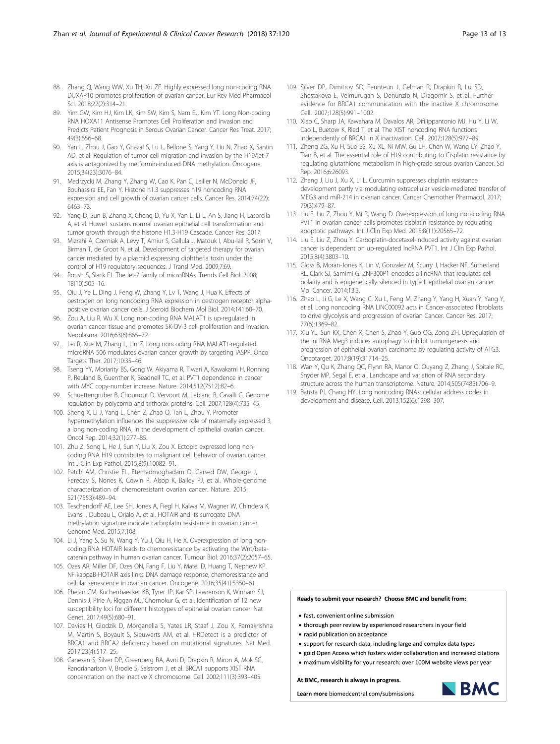88. Zhang Q, Wang WW, Xu TH, Xu ZF. Highly expressed long non-coding RNA DUXAP10 promotes proliferation of ovarian cancer. Eur Rev Med Pharmacol Sci. 2018;22(2):314–21.
89. Yim GW, Kim HJ, Kim LK, Kim SW, Kim S, Nam EJ, Kim YT. Long Non-coding RNA HOXA11 Antisense Promotes Cell Proliferation and Invasion and Predicts Patient Prognosis in Serous Ovarian Cancer. Cancer Res Treat. 2017; 49(3):656–68.
90. Yan L, Zhou J, Gao Y, Ghazal S, Lu L, Bellone S, Yang Y, Liu N, Zhao X, Santin AD, et al. Regulation of tumor cell migration and invasion by the H19/let-7 axis is antagonized by metformin-induced DNA methylation. Oncogene. 2015;34(23):3076–84.
91. Medrzycki M, Zhang Y, Zhang W, Cao K, Pan C, Lailler N, McDonald JF, Bouhassira EE, Fan Y. Histone h1.3 suppresses h19 noncoding RNA expression and cell growth of ovarian cancer cells. Cancer Res. 2014;74(22): 6463–73.
92. Yang D, Sun B, Zhang X, Cheng D, Yu X, Yan L, Li L, An S, Jiang H, Lasorella A, et al. Huwe1 sustains normal ovarian epithelial cell transformation and tumor growth through the histone H1.3-H19 Cascade. Cancer Res. 2017;
93. Mizrahi A, Czerniak A, Levy T, Amiur S, Gallula J, Matouk I, Abu-lail R, Sorin V, Birman T, de Groot N, et al. Development of targeted therapy for ovarian cancer mediated by a plasmid expressing diphtheria toxin under the control of H19 regulatory sequences. J Transl Med. 2009;7:69.
94. Roush S, Slack FJ. The let-7 family of microRNAs. Trends Cell Biol. 2008; 18(10):505–16.
95. Qiu J, Ye L, Ding J, Feng W, Zhang Y, Lv T, Wang J, Hua K. Effects of oestrogen on long noncoding RNA expression in oestrogen receptor alpha-positive ovarian cancer cells. J Steroid Biochem Mol Biol. 2014;141:60–70.
96. Zou A, Liu R, Wu X. Long non-coding RNA MALAT1 is up-regulated in ovarian cancer tissue and promotes SK-OV-3 cell proliferation and invasion. Neoplasma. 2016;63(6):865–72.
97. Lei R, Xue M, Zhang L, Lin Z. Long noncoding RNA MALAT1-regulated microRNA 506 modulates ovarian cancer growth by targeting iASPP. Onco Targets Ther. 2017;10:35–46.
98. Tseng YY, Moriarity BS, Gong W, Akiyama R, Tiwari A, Kawakami H, Ronning P, Reuland B, Guenther K, Beadnell TC, et al. PVT1 dependence in cancer with MYC copy-number increase. Nature. 2014;512(7512):82–6.
99. Schuettengruber B, Chourrout D, Vervoort M, Leblanc B, Cavalli G. Genome regulation by polycomb and trithorax proteins. Cell. 2007;128(4):735–45.
100. Sheng X, Li J, Yang L, Chen Z, Zhao Q, Tan L, Zhou Y. Promoter hypermethylation influences the suppressive role of maternally expressed 3, a long non-coding RNA, in the development of epithelial ovarian cancer. Oncol Rep. 2014;32(1):277–85.
101. Zhu Z, Song L, He J, Sun Y, Liu X, Zou X. Ectopic expressed long non-coding RNA H19 contributes to malignant cell behavior of ovarian cancer. Int J Clin Exp Pathol. 2015;8(9):10082–91.
102. Patch AM, Christie EL, Etemadmoghadam D, Garsed DW, George J, Fereday S, Nones K, Cowin P, Alsop K, Bailey PJ, et al. Whole-genome characterization of chemoresistant ovarian cancer. Nature. 2015; 521(7553):489–94.
103. Teschendorff AE, Lee SH, Jones A, Fiegl H, Kalwa M, Wagner W, Chindera K, Evans I, Dubeau L, Orjalo A, et al. HOTAIR and its surrogate DNA methylation signature indicate carboplatin resistance in ovarian cancer. Genome Med. 2015;7:108.
104. Li J, Yang S, Su N, Wang Y, Yu J, Qiu H, He X. Overexpression of long non-coding RNA HOTAIR leads to chemoresistance by activating the Wnt/beta-catenin pathway in human ovarian cancer. Tumour Biol. 2016;37(2):2057–65.
105. Ozes AR, Miller DF, Ozes ON, Fang F, Liu Y, Matei D, Huang T, Nephew KP. NF-kappaB-HOTAIR axis links DNA damage response, chemoresistance and cellular senescence in ovarian cancer. Oncogene. 2016;35(41):5350–61.
106. Phelan CM, Kuchenbaecker KB, Tyrer JP, Kar SP, Lawrenson K, Winham SJ, Dennis J, Pirie A, Riggan MJ, Chornokur G, et al. Identification of 12 new susceptibility loci for different histotypes of epithelial ovarian cancer. Nat Genet. 2017;49(5):680–91.
107. Davies H, Glodzik D, Morganella S, Yates LR, Staaf J, Zou X, Ramakrishna M, Martin S, Boyault S, Sieuwerts AM, et al. HRDetect is a predictor of BRCA1 and BRCA2 deficiency based on mutational signatures. Nat Med. 2017;23(4):517–25.
108. Ganesan S, Silver DP, Greenberg RA, Avni D, Drapkin R, Miron A, Mok SC, Randrianarison V, Brodie S, Salstrom J, et al. BRCA1 supports XIST RNA concentration on the inactive X chromosome. Cell. 2002;111(3):393–405.
109. Silver DP, Dimitrov SD, Feunteun J, Gelman R, Drapkin R, Lu SD, Shestakova E, Velmurugan S, Denunzio N, Dragomir S, et al. Further evidence for BRCA1 communication with the inactive X chromosome. Cell. 2007;128(5):991–1002.
110. Xiao C, Sharp JA, Kawahara M, Davalos AR, Difilippantonio MJ, Hu Y, Li W, Cao L, Buetow K, Ried T, et al. The XIST noncoding RNA functions independently of BRCA1 in X inactivation. Cell. 2007;128(5):977–89.
111. Zheng ZG, Xu H, Suo SS, Xu XL, Ni MW, Gu LH, Chen W, Wang LY, Zhao Y, Tian B, et al. The essential role of H19 contributing to Cisplatin resistance by regulating glutathione metabolism in high-grade serous ovarian Cancer. Sci Rep. 2016;6:26093.
112. Zhang J, Liu J, Xu X, Li L. Curcumin suppresses cisplatin resistance development partly via modulating extracellular vesicle-mediated transfer of MEG3 and miR-214 in ovarian cancer. Cancer Chemother Pharmacol. 2017; 79(3):479–87.
113. Liu E, Liu Z, Zhou Y, Mi R, Wang D. Overexpression of long non-coding RNA PVT1 in ovarian cancer cells promotes cisplatin resistance by regulating apoptotic pathways. Int J Clin Exp Med. 2015;8(11):20565–72.
114. Liu E, Liu Z, Zhou Y. Carboplatin-docetaxel-induced activity against ovarian cancer is dependent on up-regulated lncRNA PVT1. Int J Clin Exp Pathol. 2015;8(4):3803–10.
115. Gloss B, Moran-Jones K, Lin V, Gonzalez M, Scurry J, Hacker NF, Sutherland RL, Clark SJ, Samimi G. ZNF300P1 encodes a lincRNA that regulates cell polarity and is epigenetically silenced in type II epithelial ovarian cancer. Mol Cancer. 2014;13:3.
116. Zhao L, Ji G, Le X, Wang C, Xu L, Feng M, Zhang Y, Yang H, Xuan Y, Yang Y, et al. Long noncoding RNA LINC00092 acts in Cancer-associated fibroblasts to drive glycolysis and progression of ovarian Cancer. Cancer Res. 2017; 77(6):1369–82.
117. Xiu YL, Sun KX, Chen X, Chen S, Zhao Y, Guo QG, Zong ZH. Upregulation of the lncRNA Meg3 induces autophagy to inhibit tumorigenesis and progression of epithelial ovarian carcinoma by regulating activity of ATG3. Oncotarget. 2017;8(19):31714–25.
118. Wan Y, Qu K, Zhang QC, Flynn RA, Manor O, Ouyang Z, Zhang J, Spitale RC, Snyder MP, Segal E, et al. Landscape and variation of RNA secondary structure across the human transcriptome. Nature. 2014;505(7485):706–9.
119. Batista PJ, Chang HY. Long noncoding RNAs: cellular address codes in development and disease. Cell. 2013;152(6):1298–307.

**Ready to submit your research? Choose BMC and benefit from:**

- fast, convenient online submission
- thorough peer review by experienced researchers in your field
- rapid publication on acceptance
- support for research data, including large and complex data types
- gold Open Access which fosters wider collaboration and increased citations
- maximum visibility for your research: over 100M website views per year

**At BMC, research is always in progress.**

**Learn more** biomedcentral.com/submissions

BMC